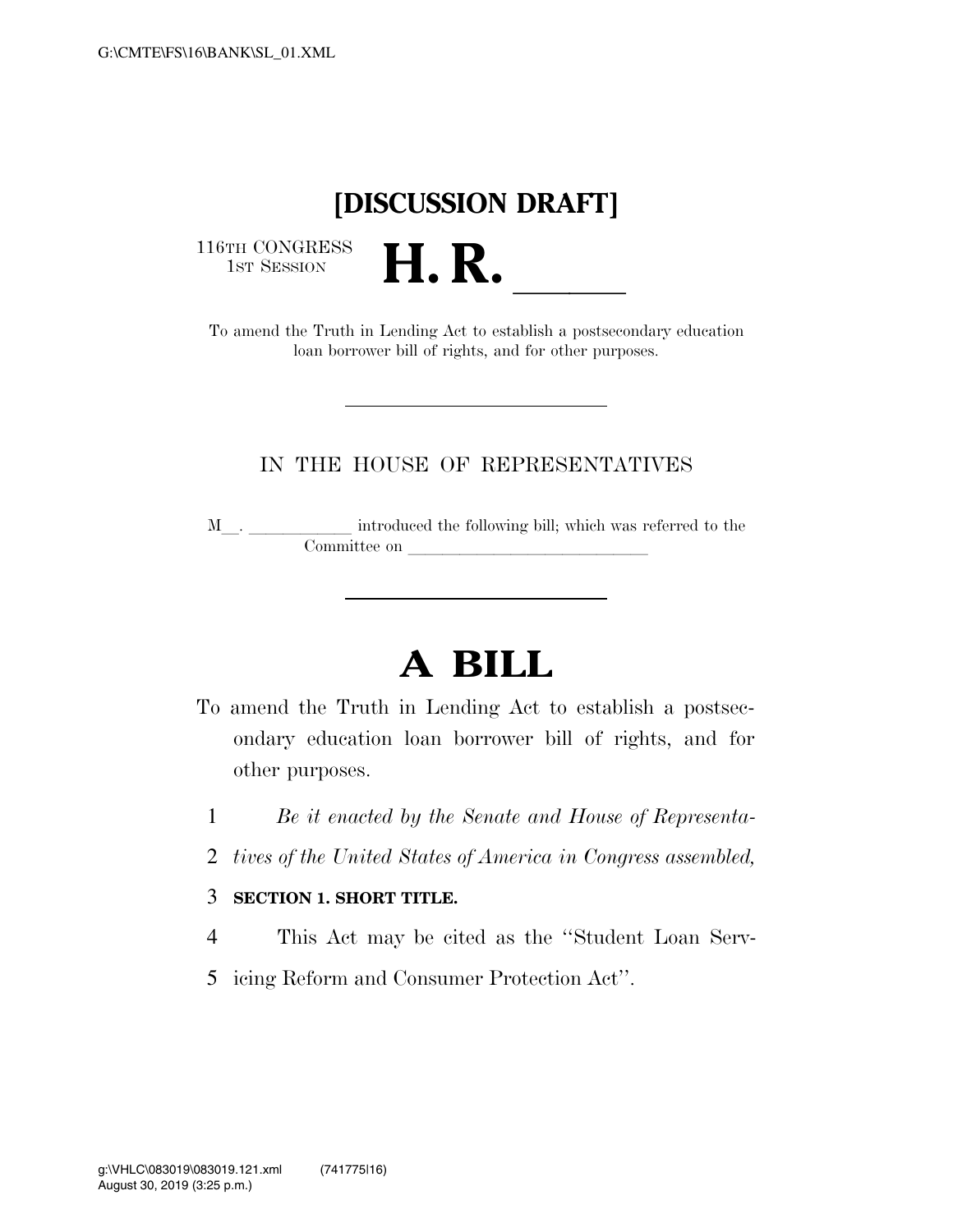G:\CMTE\FS\16\BANK\SL_01.XML

**[DISCUSSION DRAFT]**

116TH CONGRESS
1ST SESSION

# H. R. \_\_\_\_\_

To amend the Truth in Lending Act to establish a postsecondary education loan borrower bill of rights, and for other purposes.

---

IN THE HOUSE OF REPRESENTATIVES

M\_\_. \_\_\_\_\_\_\_\_\_\_\_\_ introduced the following bill; which was referred to the Committee on \_\_\_\_\_\_\_\_\_\_\_\_\_\_\_\_\_\_\_\_\_\_\_\_\_\_\_\_\_\_

---

# A BILL

To amend the Truth in Lending Act to establish a postsecondary education loan borrower bill of rights, and for other purposes.

1 *Be it enacted by the Senate and House of Representa-*
2 *tives of the United States of America in Congress assembled,*

3 **SECTION 1. SHORT TITLE.**

4 This Act may be cited as the ''Student Loan Serv-
5 icing Reform and Consumer Protection Act''.

g:\VHLC\083019\083019.121.xml (741775|16)
August 30, 2019 (3:25 p.m.)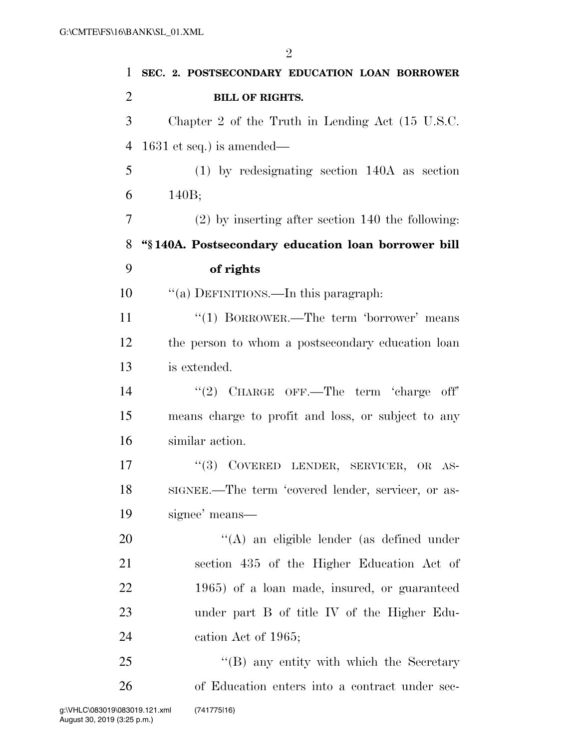**SEC. 2. POSTSECONDARY EDUCATION LOAN BORROWER BILL OF RIGHTS.**

Chapter 2 of the Truth in Lending Act (15 U.S.C. 1631 et seq.) is amended—

(1) by redesignating section 140A as section 140B;

(2) by inserting after section 140 the following:

**"§ 140A. Postsecondary education loan borrower bill of rights**

"(a) DEFINITIONS.—In this paragraph:

"(1) BORROWER.—The term 'borrower' means the person to whom a postsecondary education loan is extended.

"(2) CHARGE OFF.—The term 'charge off' means charge to profit and loss, or subject to any similar action.

"(3) COVERED LENDER, SERVICER, OR ASSIGNEE.—The term 'covered lender, servicer, or assignee' means—

"(A) an eligible lender (as defined under section 435 of the Higher Education Act of 1965) of a loan made, insured, or guaranteed under part B of title IV of the Higher Education Act of 1965;

"(B) any entity with which the Secretary of Education enters into a contract under sec-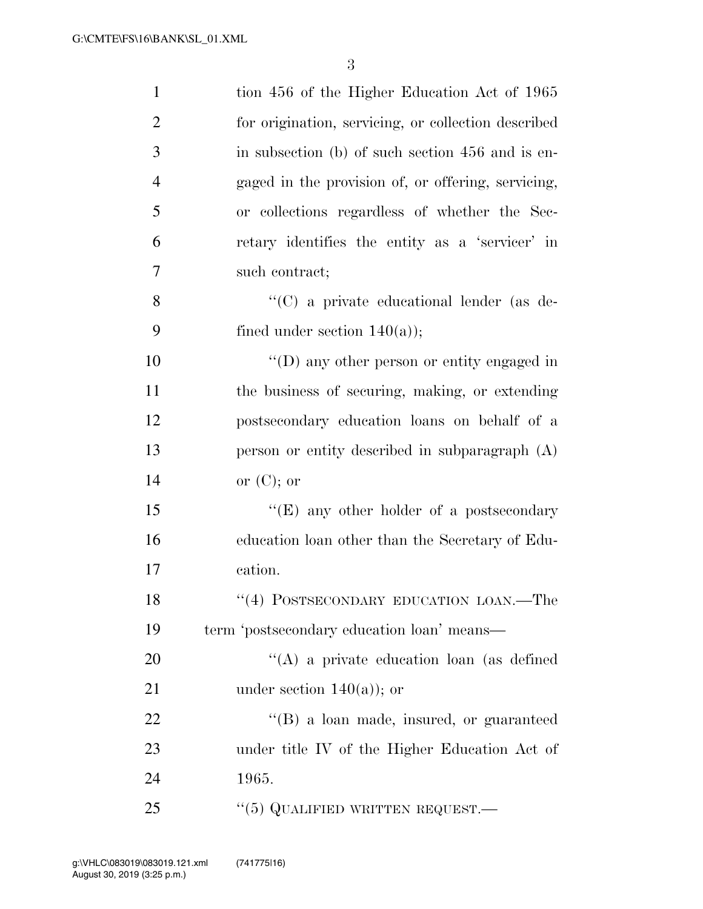tion 456 of the Higher Education Act of 1965 for origination, servicing, or collection described in subsection (b) of such section 456 and is engaged in the provision of, or offering, servicing, or collections regardless of whether the Secretary identifies the entity as a 'servicer' in such contract;

"(C) a private educational lender (as defined under section 140(a));

"(D) any other person or entity engaged in the business of securing, making, or extending postsecondary education loans on behalf of a person or entity described in subparagraph (A) or (C); or

"(E) any other holder of a postsecondary education loan other than the Secretary of Education.

"(4) POSTSECONDARY EDUCATION LOAN.—The term 'postsecondary education loan' means—

"(A) a private education loan (as defined under section 140(a)); or

"(B) a loan made, insured, or guaranteed under title IV of the Higher Education Act of 1965.

"(5) QUALIFIED WRITTEN REQUEST.—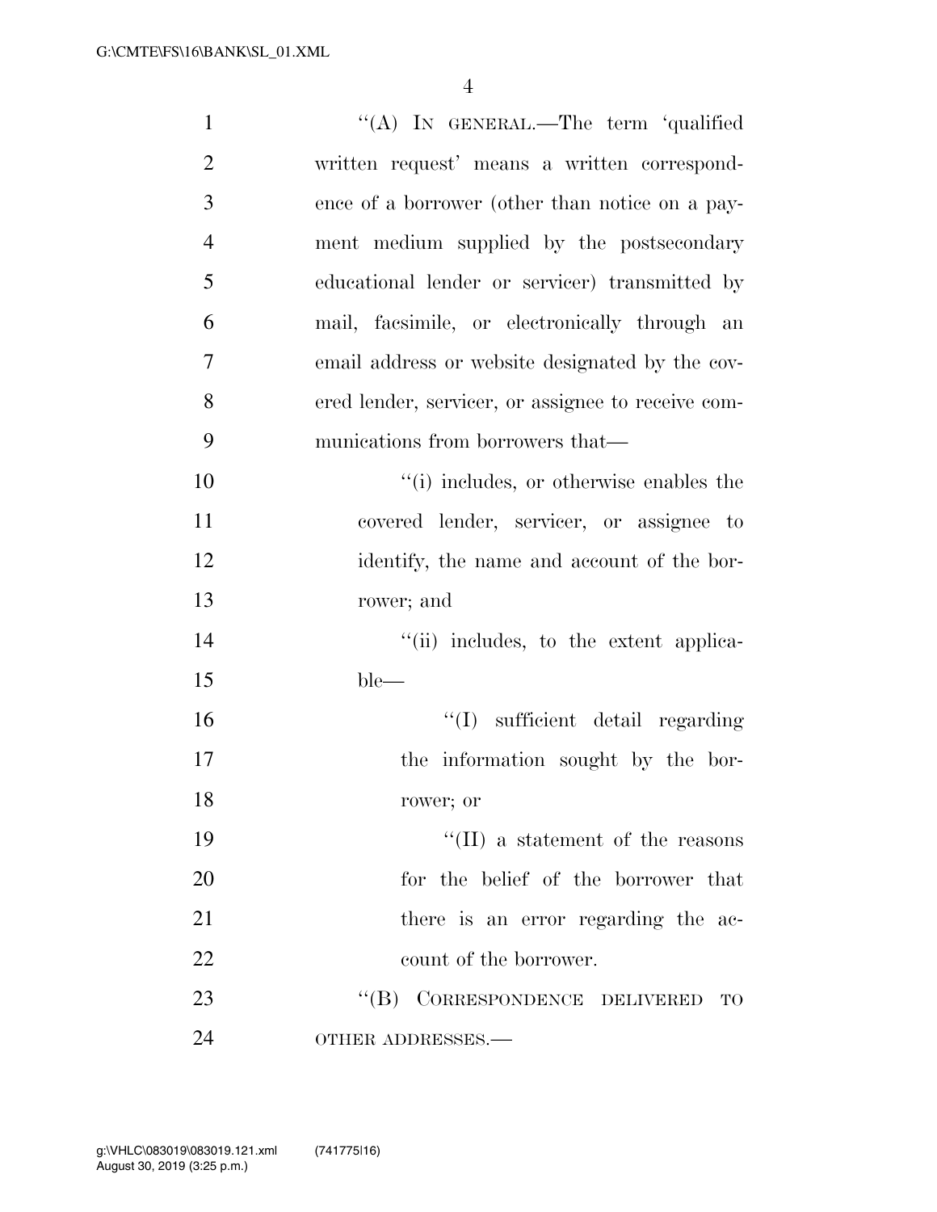"(A) IN GENERAL.—The term 'qualified written request' means a written correspondence of a borrower (other than notice on a payment medium supplied by the postsecondary educational lender or servicer) transmitted by mail, facsimile, or electronically through an email address or website designated by the covered lender, servicer, or assignee to receive communications from borrowers that—

"(i) includes, or otherwise enables the covered lender, servicer, or assignee to identify, the name and account of the borrower; and

"(ii) includes, to the extent applicable—

"(I) sufficient detail regarding the information sought by the borrower; or

"(II) a statement of the reasons for the belief of the borrower that there is an error regarding the account of the borrower.

"(B) CORRESPONDENCE DELIVERED TO OTHER ADDRESSES.—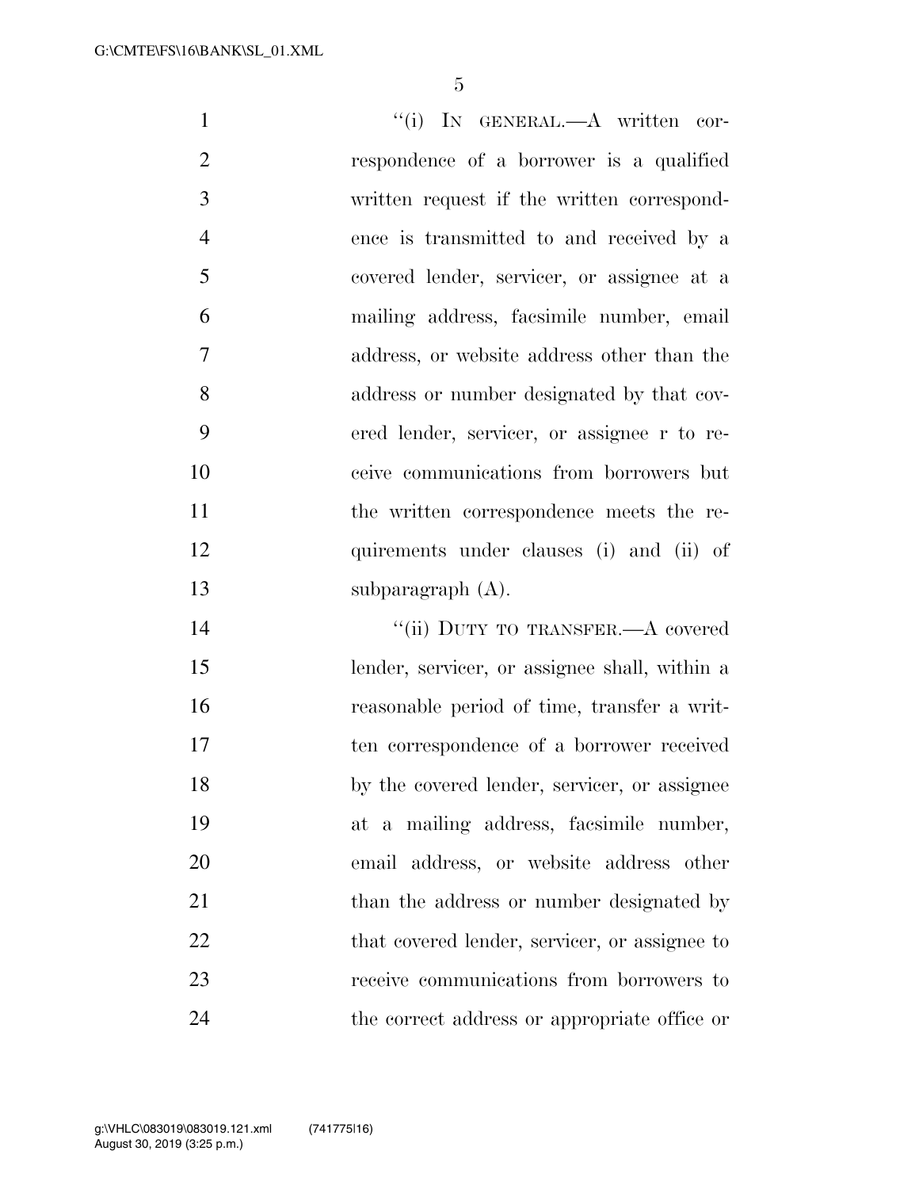"(i) IN GENERAL.—A written correspondence of a borrower is a qualified written request if the written correspondence is transmitted to and received by a covered lender, servicer, or assignee at a mailing address, facsimile number, email address, or website address other than the address or number designated by that covered lender, servicer, or assignee r to receive communications from borrowers but the written correspondence meets the requirements under clauses (i) and (ii) of subparagraph (A).

"(ii) DUTY TO TRANSFER.—A covered lender, servicer, or assignee shall, within a reasonable period of time, transfer a written correspondence of a borrower received by the covered lender, servicer, or assignee at a mailing address, facsimile number, email address, or website address other than the address or number designated by that covered lender, servicer, or assignee to receive communications from borrowers to the correct address or appropriate office or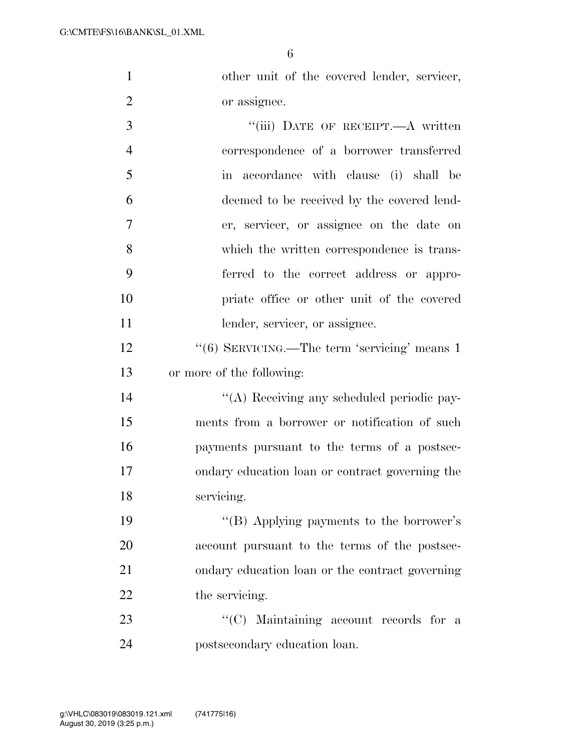other unit of the covered lender, servicer, or assignee.

"(iii) DATE OF RECEIPT.—A written correspondence of a borrower transferred in accordance with clause (i) shall be deemed to be received by the covered lender, servicer, or assignee on the date on which the written correspondence is transferred to the correct address or appropriate office or other unit of the covered lender, servicer, or assignee.

"(6) SERVICING.—The term 'servicing' means 1 or more of the following:

"(A) Receiving any scheduled periodic payments from a borrower or notification of such payments pursuant to the terms of a postsecondary education loan or contract governing the servicing.

"(B) Applying payments to the borrower's account pursuant to the terms of the postsecondary education loan or the contract governing the servicing.

"(C) Maintaining account records for a postsecondary education loan.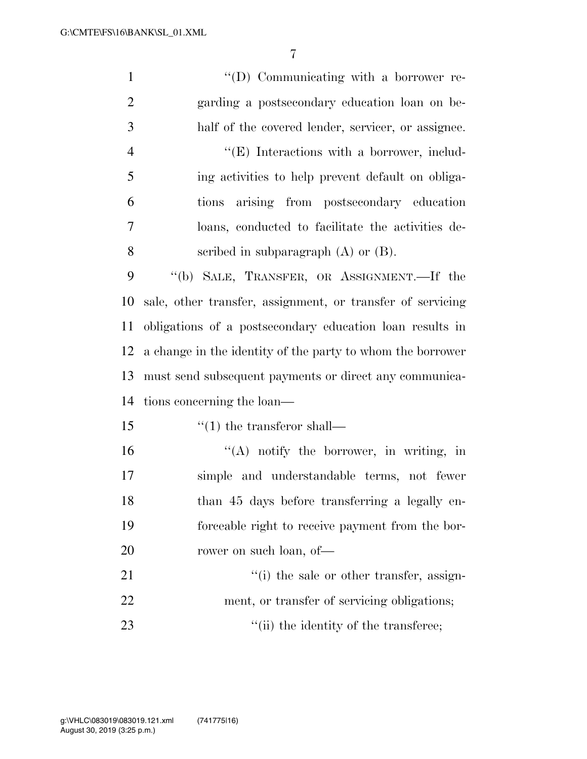''(D) Communicating with a borrower regarding a postsecondary education loan on behalf of the covered lender, servicer, or assignee.

''(E) Interactions with a borrower, including activities to help prevent default on obligations arising from postsecondary education loans, conducted to facilitate the activities described in subparagraph (A) or (B).

''(b) SALE, TRANSFER, OR ASSIGNMENT.—If the sale, other transfer, assignment, or transfer of servicing obligations of a postsecondary education loan results in a change in the identity of the party to whom the borrower must send subsequent payments or direct any communications concerning the loan—

''(1) the transferor shall—

''(A) notify the borrower, in writing, in simple and understandable terms, not fewer than 45 days before transferring a legally enforceable right to receive payment from the borrower on such loan, of—

''(i) the sale or other transfer, assignment, or transfer of servicing obligations;

''(ii) the identity of the transferee;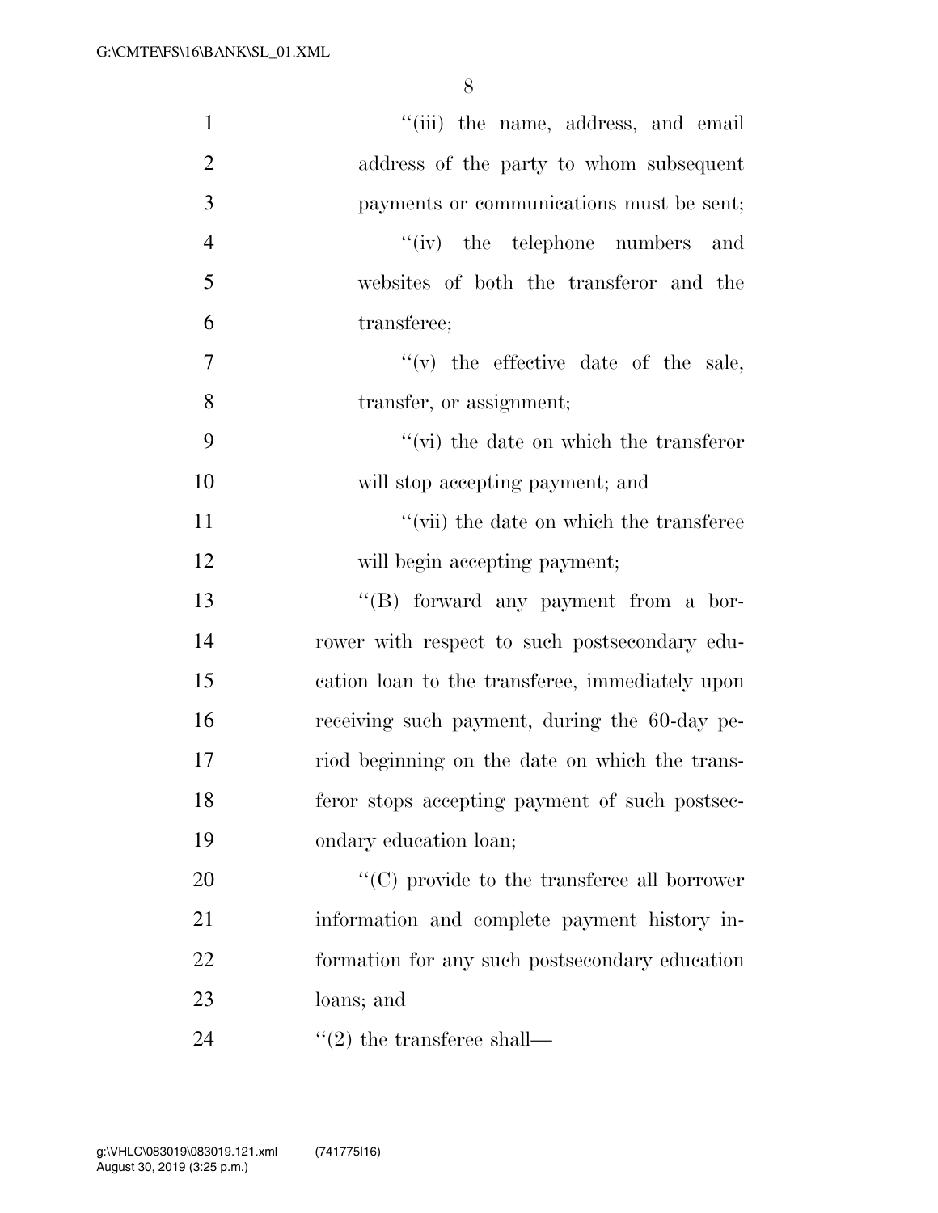''(iii) the name, address, and email address of the party to whom subsequent payments or communications must be sent;

''(iv) the telephone numbers and websites of both the transferor and the transferee;

''(v) the effective date of the sale, transfer, or assignment;

''(vi) the date on which the transferor will stop accepting payment; and

''(vii) the date on which the transferee will begin accepting payment;

''(B) forward any payment from a borrower with respect to such postsecondary education loan to the transferee, immediately upon receiving such payment, during the 60-day period beginning on the date on which the transferor stops accepting payment of such postsecondary education loan;

''(C) provide to the transferee all borrower information and complete payment history information for any such postsecondary education loans; and

''(2) the transferee shall—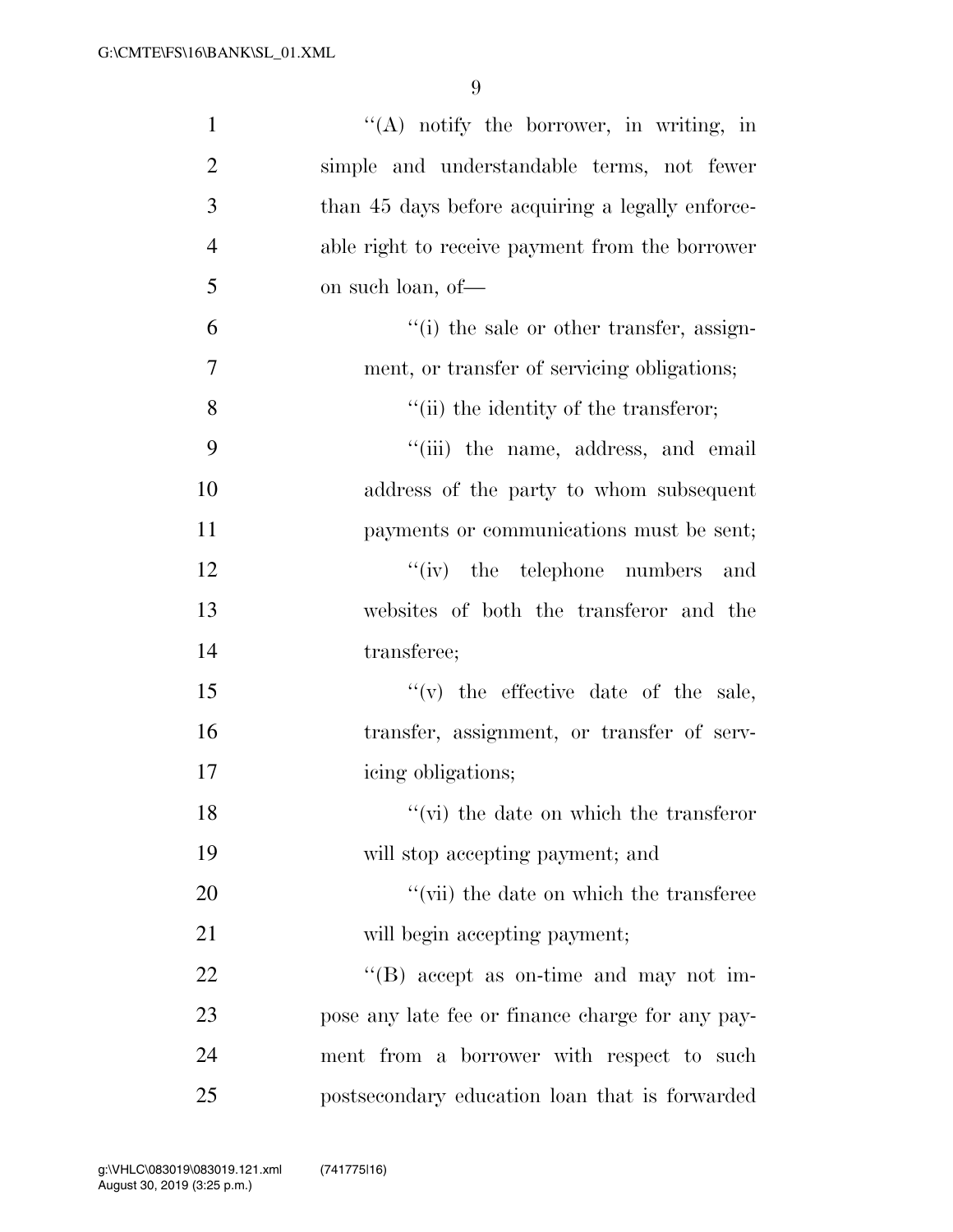''(A) notify the borrower, in writing, in simple and understandable terms, not fewer than 45 days before acquiring a legally enforceable right to receive payment from the borrower on such loan, of—

''(i) the sale or other transfer, assignment, or transfer of servicing obligations;

''(ii) the identity of the transferor;

''(iii) the name, address, and email address of the party to whom subsequent payments or communications must be sent;

''(iv) the telephone numbers and websites of both the transferor and the transferee;

''(v) the effective date of the sale, transfer, assignment, or transfer of servicing obligations;

''(vi) the date on which the transferor will stop accepting payment; and

''(vii) the date on which the transferee will begin accepting payment;

''(B) accept as on-time and may not impose any late fee or finance charge for any payment from a borrower with respect to such postsecondary education loan that is forwarded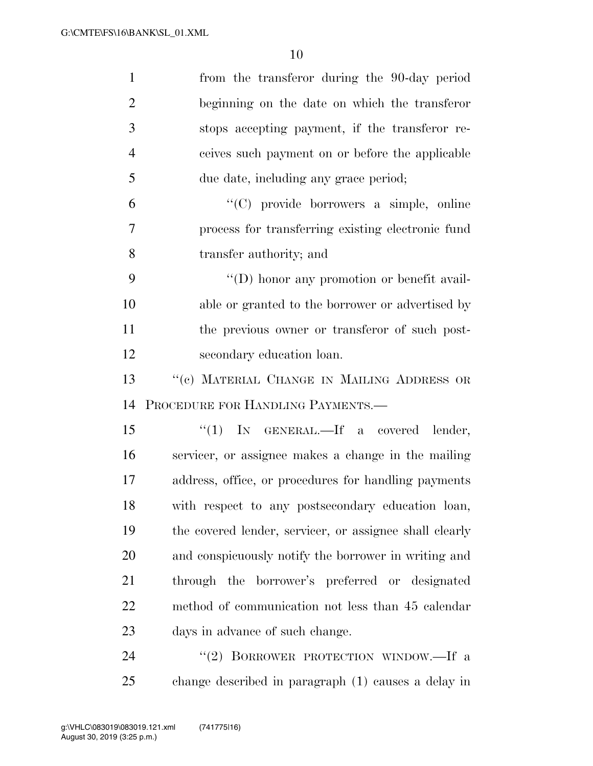from the transferor during the 90-day period beginning on the date on which the transferor stops accepting payment, if the transferor receives such payment on or before the applicable due date, including any grace period;

"(C) provide borrowers a simple, online process for transferring existing electronic fund transfer authority; and

"(D) honor any promotion or benefit available or granted to the borrower or advertised by the previous owner or transferor of such postsecondary education loan.

"(c) MATERIAL CHANGE IN MAILING ADDRESS OR PROCEDURE FOR HANDLING PAYMENTS.—

"(1) IN GENERAL.—If a covered lender, servicer, or assignee makes a change in the mailing address, office, or procedures for handling payments with respect to any postsecondary education loan, the covered lender, servicer, or assignee shall clearly and conspicuously notify the borrower in writing and through the borrower's preferred or designated method of communication not less than 45 calendar days in advance of such change.

"(2) BORROWER PROTECTION WINDOW.—If a change described in paragraph (1) causes a delay in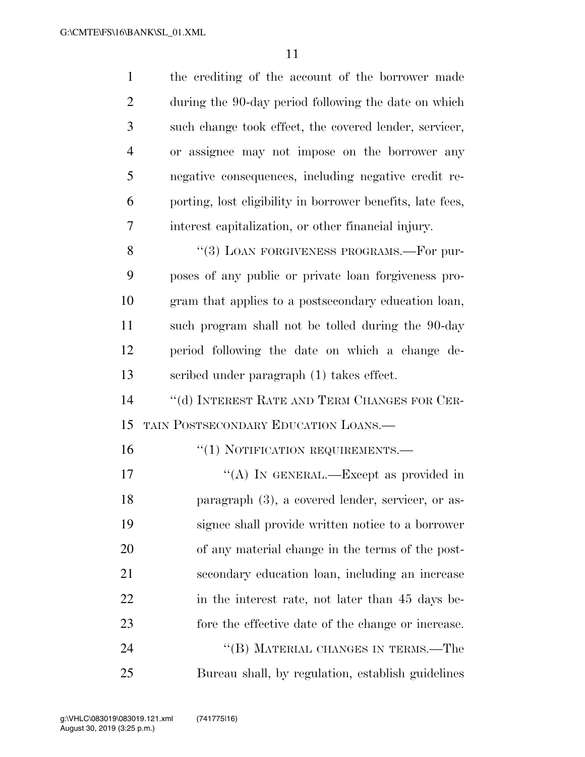the crediting of the account of the borrower made during the 90-day period following the date on which such change took effect, the covered lender, servicer, or assignee may not impose on the borrower any negative consequences, including negative credit reporting, lost eligibility in borrower benefits, late fees, interest capitalization, or other financial injury.

"(3) LOAN FORGIVENESS PROGRAMS.—For purposes of any public or private loan forgiveness program that applies to a postsecondary education loan, such program shall not be tolled during the 90-day period following the date on which a change described under paragraph (1) takes effect.

"(d) INTEREST RATE AND TERM CHANGES FOR CERTAIN POSTSECONDARY EDUCATION LOANS.—

"(1) NOTIFICATION REQUIREMENTS.—

"(A) IN GENERAL.—Except as provided in paragraph (3), a covered lender, servicer, or assignee shall provide written notice to a borrower of any material change in the terms of the postsecondary education loan, including an increase in the interest rate, not later than 45 days before the effective date of the change or increase.

"(B) MATERIAL CHANGES IN TERMS.—The Bureau shall, by regulation, establish guidelines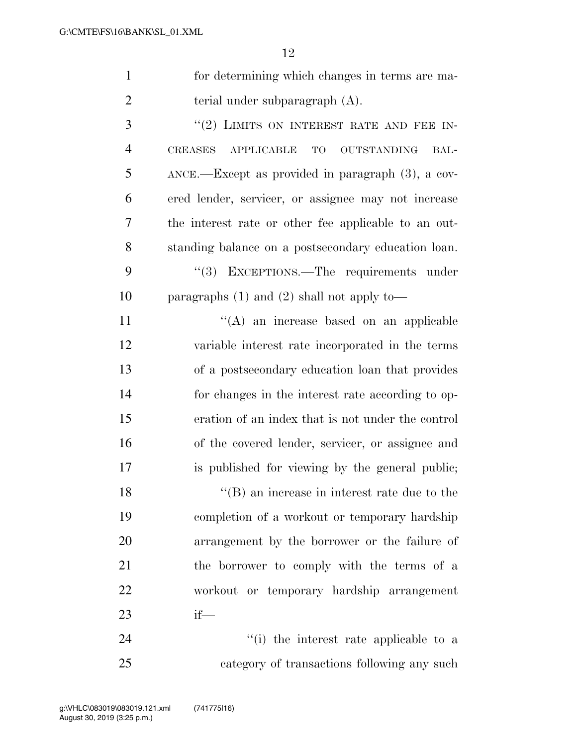for determining which changes in terms are material under subparagraph (A).

"(2) LIMITS ON INTEREST RATE AND FEE INCREASES APPLICABLE TO OUTSTANDING BALANCE.—Except as provided in paragraph (3), a covered lender, servicer, or assignee may not increase the interest rate or other fee applicable to an outstanding balance on a postsecondary education loan.

"(3) EXCEPTIONS.—The requirements under paragraphs (1) and (2) shall not apply to—

"(A) an increase based on an applicable variable interest rate incorporated in the terms of a postsecondary education loan that provides for changes in the interest rate according to operation of an index that is not under the control of the covered lender, servicer, or assignee and is published for viewing by the general public;

"(B) an increase in interest rate due to the completion of a workout or temporary hardship arrangement by the borrower or the failure of the borrower to comply with the terms of a workout or temporary hardship arrangement if—

"(i) the interest rate applicable to a category of transactions following any such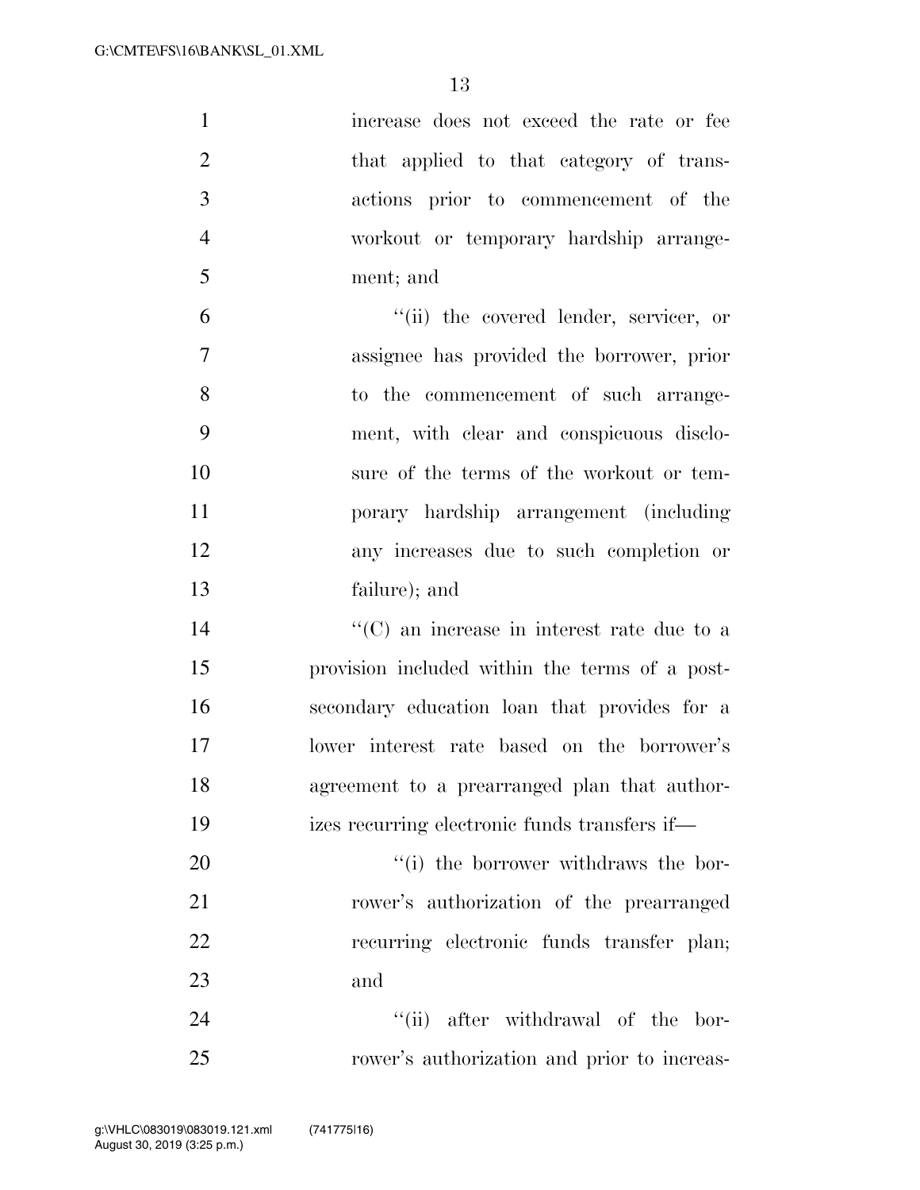increase does not exceed the rate or fee that applied to that category of transactions prior to commencement of the workout or temporary hardship arrangement; and

''(ii) the covered lender, servicer, or assignee has provided the borrower, prior to the commencement of such arrangement, with clear and conspicuous disclosure of the terms of the workout or temporary hardship arrangement (including any increases due to such completion or failure); and

''(C) an increase in interest rate due to a provision included within the terms of a post-secondary education loan that provides for a lower interest rate based on the borrower's agreement to a prearranged plan that authorizes recurring electronic funds transfers if—

''(i) the borrower withdraws the borrower's authorization of the prearranged recurring electronic funds transfer plan; and

''(ii) after withdrawal of the borrower's authorization and prior to increas-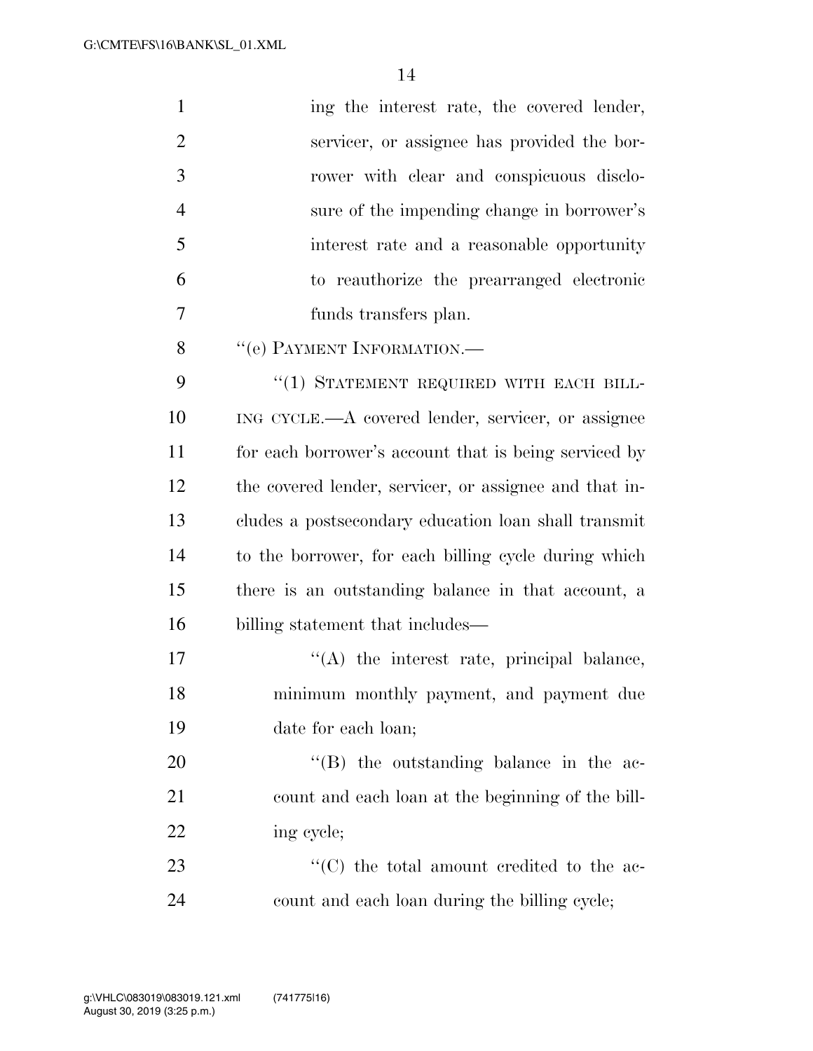ing the interest rate, the covered lender, servicer, or assignee has provided the borrower with clear and conspicuous disclosure of the impending change in borrower's interest rate and a reasonable opportunity to reauthorize the prearranged electronic funds transfers plan.

"(e) PAYMENT INFORMATION.—

"(1) STATEMENT REQUIRED WITH EACH BILLING CYCLE.—A covered lender, servicer, or assignee for each borrower's account that is being serviced by the covered lender, servicer, or assignee and that includes a postsecondary education loan shall transmit to the borrower, for each billing cycle during which there is an outstanding balance in that account, a billing statement that includes—

"(A) the interest rate, principal balance, minimum monthly payment, and payment due date for each loan;

"(B) the outstanding balance in the account and each loan at the beginning of the billing cycle;

"(C) the total amount credited to the account and each loan during the billing cycle;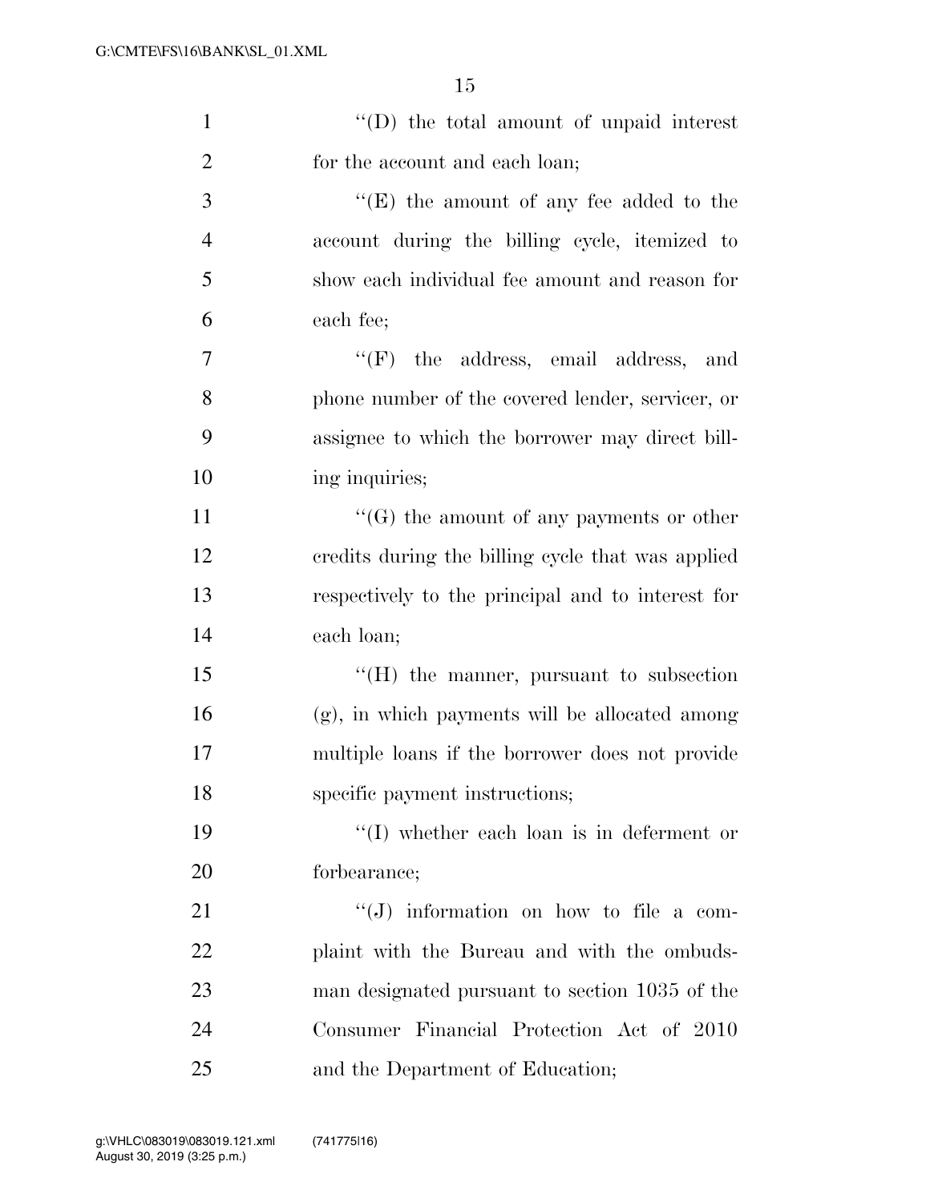''(D) the total amount of unpaid interest for the account and each loan;

''(E) the amount of any fee added to the account during the billing cycle, itemized to show each individual fee amount and reason for each fee;

''(F) the address, email address, and phone number of the covered lender, servicer, or assignee to which the borrower may direct billing inquiries;

''(G) the amount of any payments or other credits during the billing cycle that was applied respectively to the principal and to interest for each loan;

''(H) the manner, pursuant to subsection (g), in which payments will be allocated among multiple loans if the borrower does not provide specific payment instructions;

''(I) whether each loan is in deferment or forbearance;

''(J) information on how to file a complaint with the Bureau and with the ombudsman designated pursuant to section 1035 of the Consumer Financial Protection Act of 2010 and the Department of Education;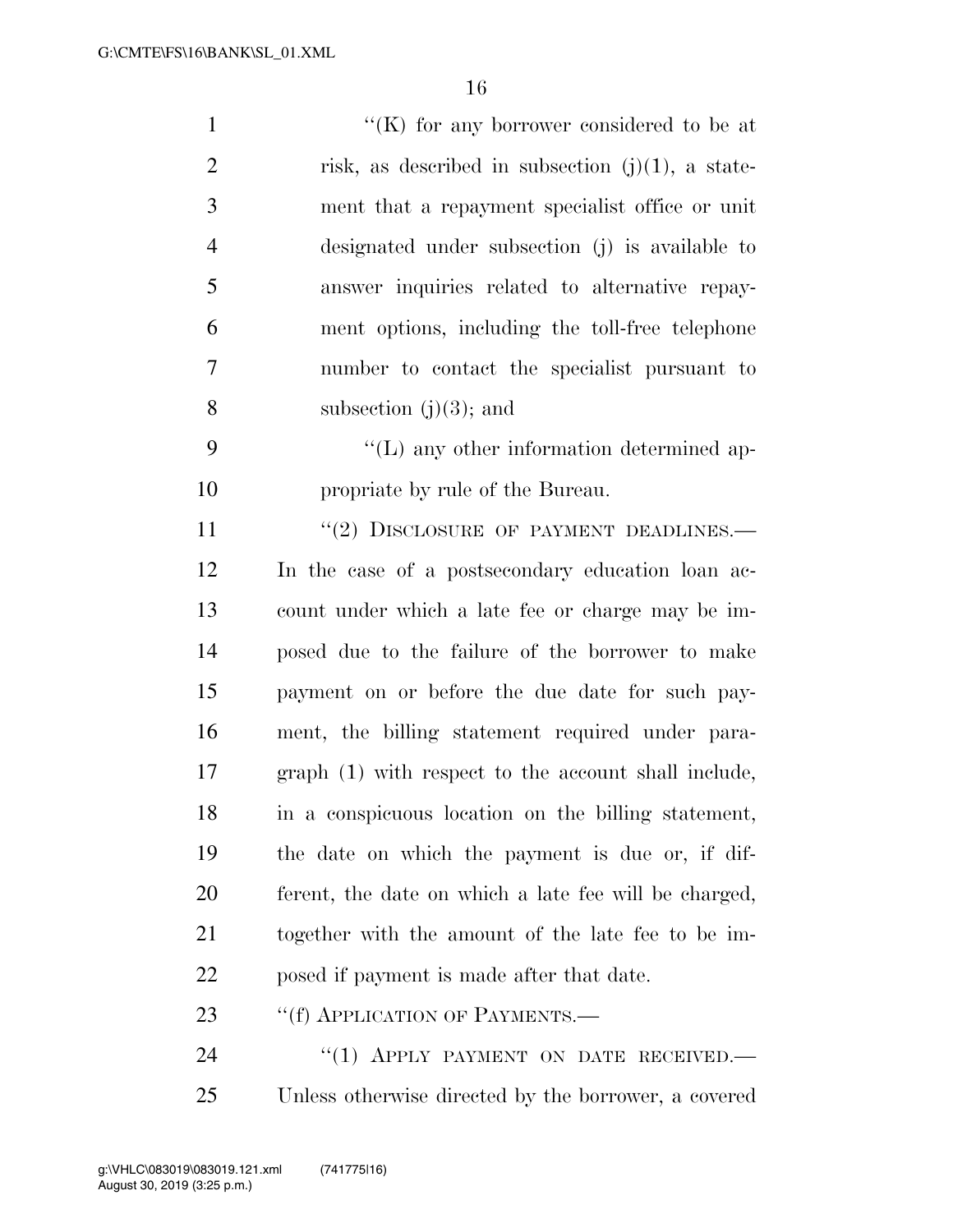''(K) for any borrower considered to be at risk, as described in subsection (j)(1), a statement that a repayment specialist office or unit designated under subsection (j) is available to answer inquiries related to alternative repayment options, including the toll-free telephone number to contact the specialist pursuant to subsection (j)(3); and

''(L) any other information determined appropriate by rule of the Bureau.

''(2) DISCLOSURE OF PAYMENT DEADLINES.— In the case of a postsecondary education loan account under which a late fee or charge may be imposed due to the failure of the borrower to make payment on or before the due date for such payment, the billing statement required under paragraph (1) with respect to the account shall include, in a conspicuous location on the billing statement, the date on which the payment is due or, if different, the date on which a late fee will be charged, together with the amount of the late fee to be imposed if payment is made after that date.

''(f) APPLICATION OF PAYMENTS.—

''(1) APPLY PAYMENT ON DATE RECEIVED.— Unless otherwise directed by the borrower, a covered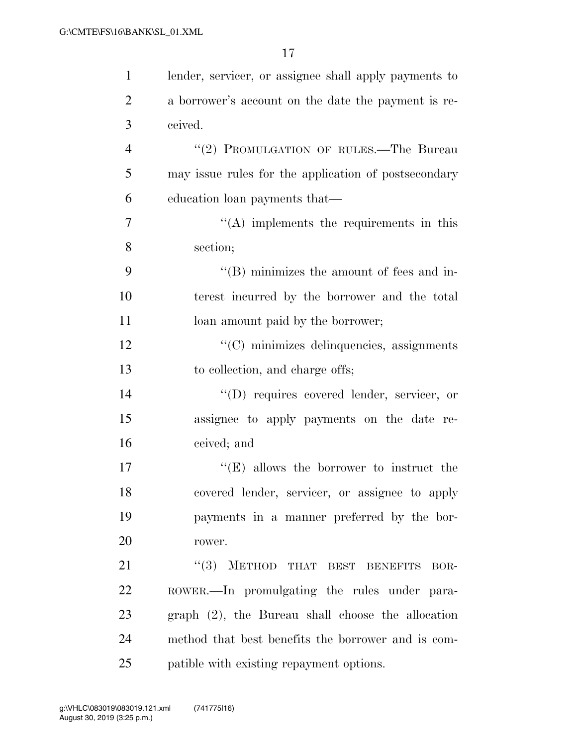lender, servicer, or assignee shall apply payments to a borrower's account on the date the payment is received.

"(2) PROMULGATION OF RULES.—The Bureau may issue rules for the application of postsecondary education loan payments that—

"(A) implements the requirements in this section;

"(B) minimizes the amount of fees and interest incurred by the borrower and the total loan amount paid by the borrower;

"(C) minimizes delinquencies, assignments to collection, and charge offs;

"(D) requires covered lender, servicer, or assignee to apply payments on the date received; and

"(E) allows the borrower to instruct the covered lender, servicer, or assignee to apply payments in a manner preferred by the borrower.

"(3) METHOD THAT BEST BENEFITS BORROWER.—In promulgating the rules under paragraph (2), the Bureau shall choose the allocation method that best benefits the borrower and is compatible with existing repayment options.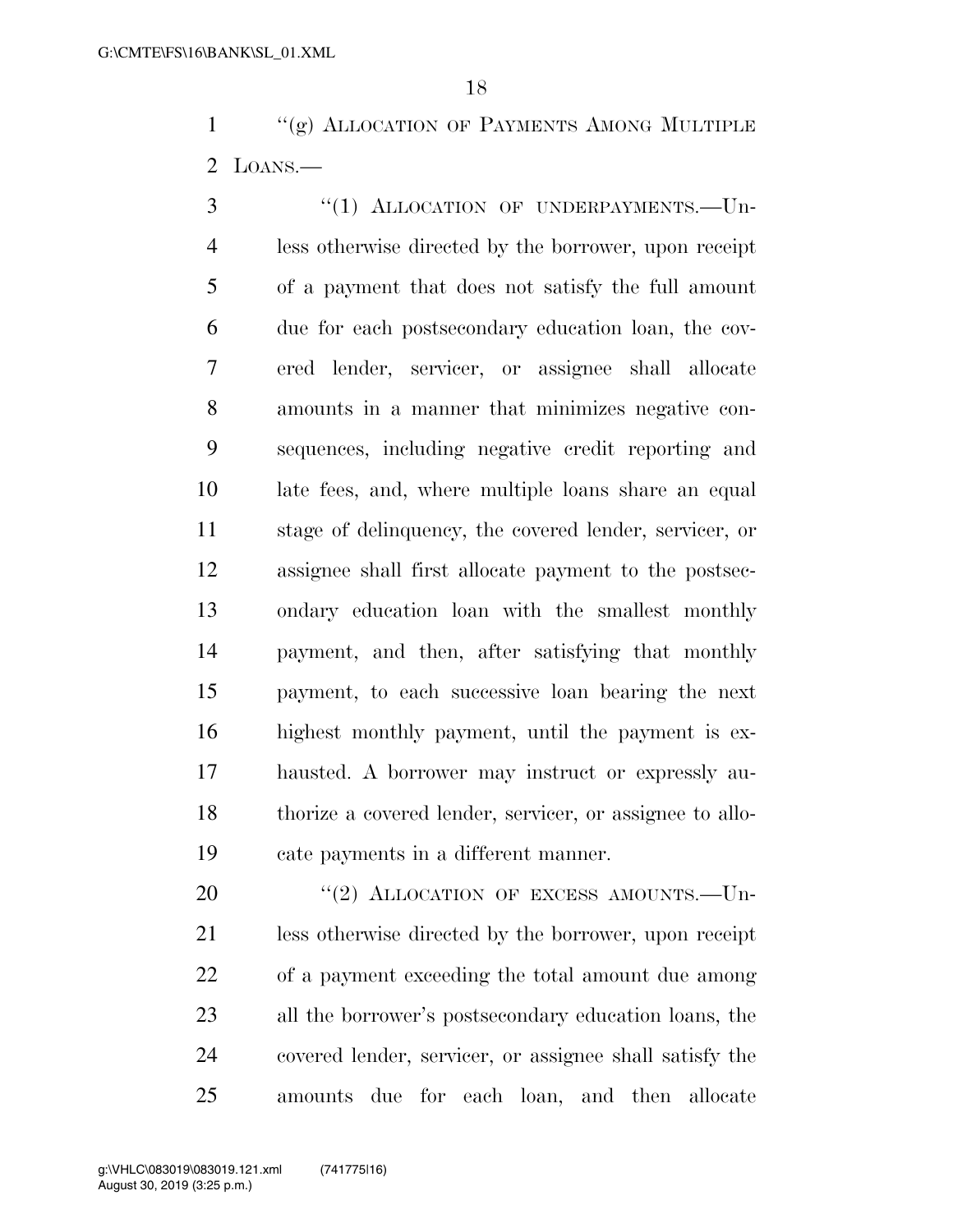"(g) Allocation of Payments Among Multiple Loans.—

"(1) Allocation of underpayments.—Unless otherwise directed by the borrower, upon receipt of a payment that does not satisfy the full amount due for each postsecondary education loan, the covered lender, servicer, or assignee shall allocate amounts in a manner that minimizes negative consequences, including negative credit reporting and late fees, and, where multiple loans share an equal stage of delinquency, the covered lender, servicer, or assignee shall first allocate payment to the postsecondary education loan with the smallest monthly payment, and then, after satisfying that monthly payment, to each successive loan bearing the next highest monthly payment, until the payment is exhausted. A borrower may instruct or expressly authorize a covered lender, servicer, or assignee to allocate payments in a different manner.

"(2) Allocation of excess amounts.—Unless otherwise directed by the borrower, upon receipt of a payment exceeding the total amount due among all the borrower's postsecondary education loans, the covered lender, servicer, or assignee shall satisfy the amounts due for each loan, and then allocate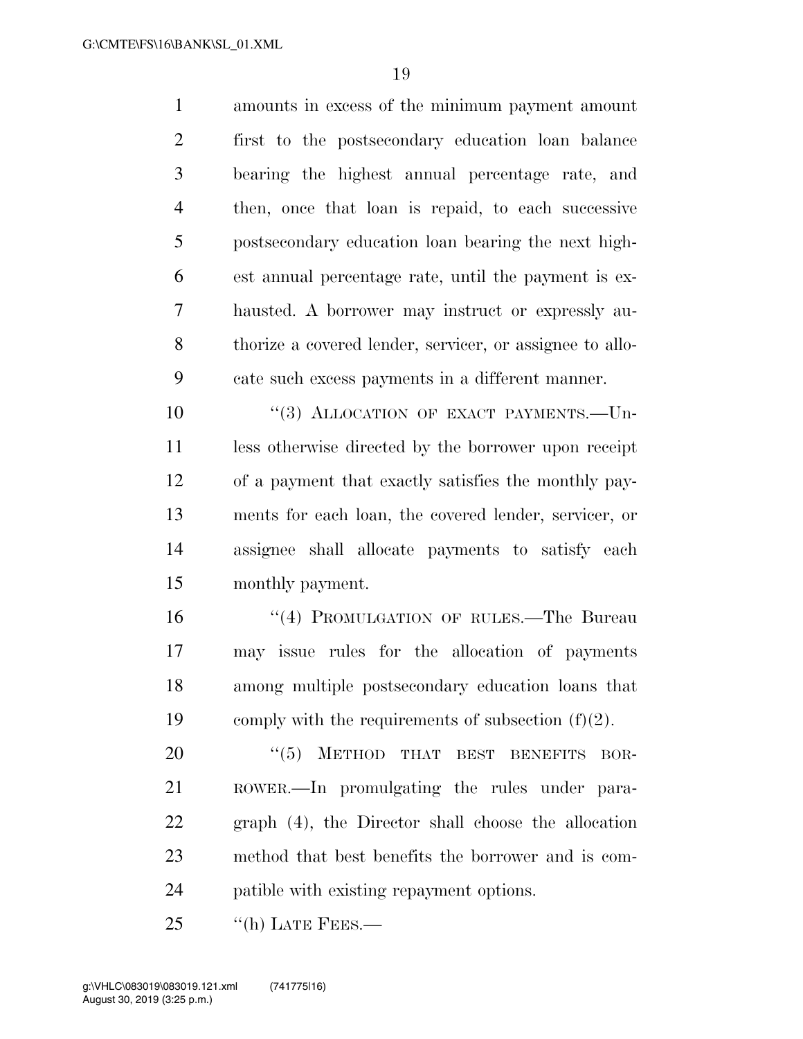amounts in excess of the minimum payment amount first to the postsecondary education loan balance bearing the highest annual percentage rate, and then, once that loan is repaid, to each successive postsecondary education loan bearing the next highest annual percentage rate, until the payment is exhausted. A borrower may instruct or expressly authorize a covered lender, servicer, or assignee to allocate such excess payments in a different manner.

"(3) ALLOCATION OF EXACT PAYMENTS.—Unless otherwise directed by the borrower upon receipt of a payment that exactly satisfies the monthly payments for each loan, the covered lender, servicer, or assignee shall allocate payments to satisfy each monthly payment.

"(4) PROMULGATION OF RULES.—The Bureau may issue rules for the allocation of payments among multiple postsecondary education loans that comply with the requirements of subsection (f)(2).

"(5) METHOD THAT BEST BENEFITS BORROWER.—In promulgating the rules under paragraph (4), the Director shall choose the allocation method that best benefits the borrower and is compatible with existing repayment options.

"(h) LATE FEES.—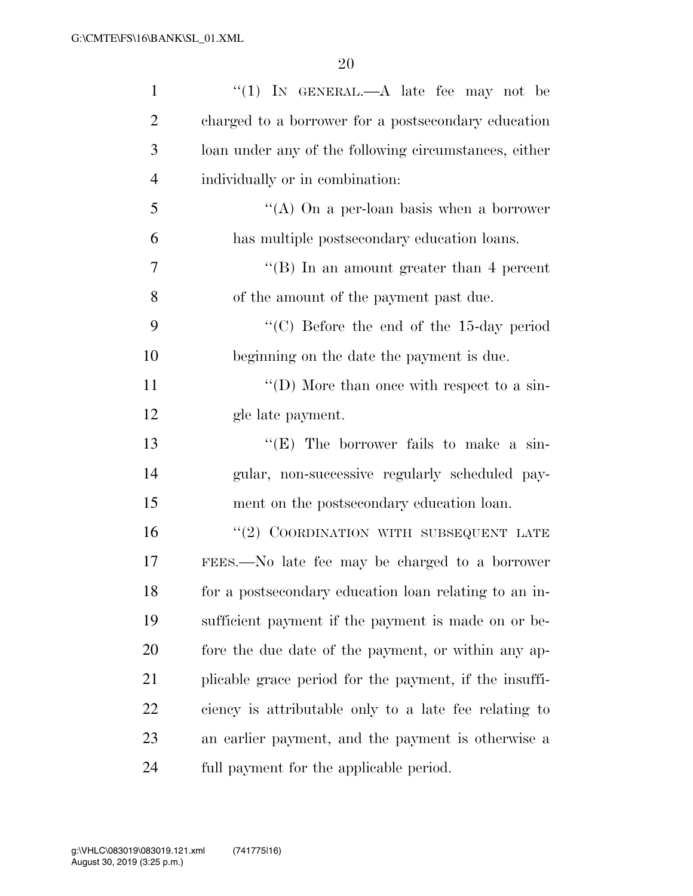"(1) IN GENERAL.—A late fee may not be charged to a borrower for a postsecondary education loan under any of the following circumstances, either individually or in combination:

"(A) On a per-loan basis when a borrower has multiple postsecondary education loans.

"(B) In an amount greater than 4 percent of the amount of the payment past due.

"(C) Before the end of the 15-day period beginning on the date the payment is due.

"(D) More than once with respect to a single late payment.

"(E) The borrower fails to make a singular, non-successive regularly scheduled payment on the postsecondary education loan.

"(2) COORDINATION WITH SUBSEQUENT LATE FEES.—No late fee may be charged to a borrower for a postsecondary education loan relating to an insufficient payment if the payment is made on or before the due date of the payment, or within any applicable grace period for the payment, if the insufficiency is attributable only to a late fee relating to an earlier payment, and the payment is otherwise a full payment for the applicable period.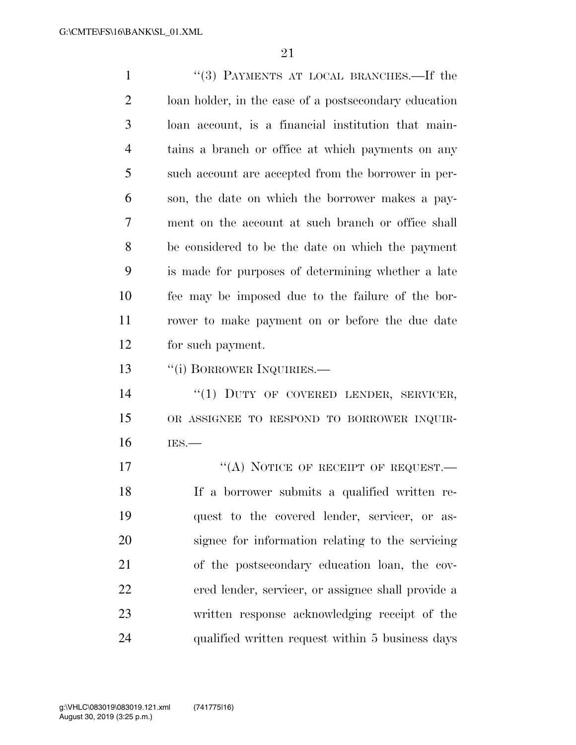"(3) PAYMENTS AT LOCAL BRANCHES.—If the loan holder, in the case of a postsecondary education loan account, is a financial institution that maintains a branch or office at which payments on any such account are accepted from the borrower in person, the date on which the borrower makes a payment on the account at such branch or office shall be considered to be the date on which the payment is made for purposes of determining whether a late fee may be imposed due to the failure of the borrower to make payment on or before the due date for such payment.

"(i) BORROWER INQUIRIES.—

"(1) DUTY OF COVERED LENDER, SERVICER, OR ASSIGNEE TO RESPOND TO BORROWER INQUIRIES.—

"(A) NOTICE OF RECEIPT OF REQUEST.— If a borrower submits a qualified written request to the covered lender, servicer, or assignee for information relating to the servicing of the postsecondary education loan, the covered lender, servicer, or assignee shall provide a written response acknowledging receipt of the qualified written request within 5 business days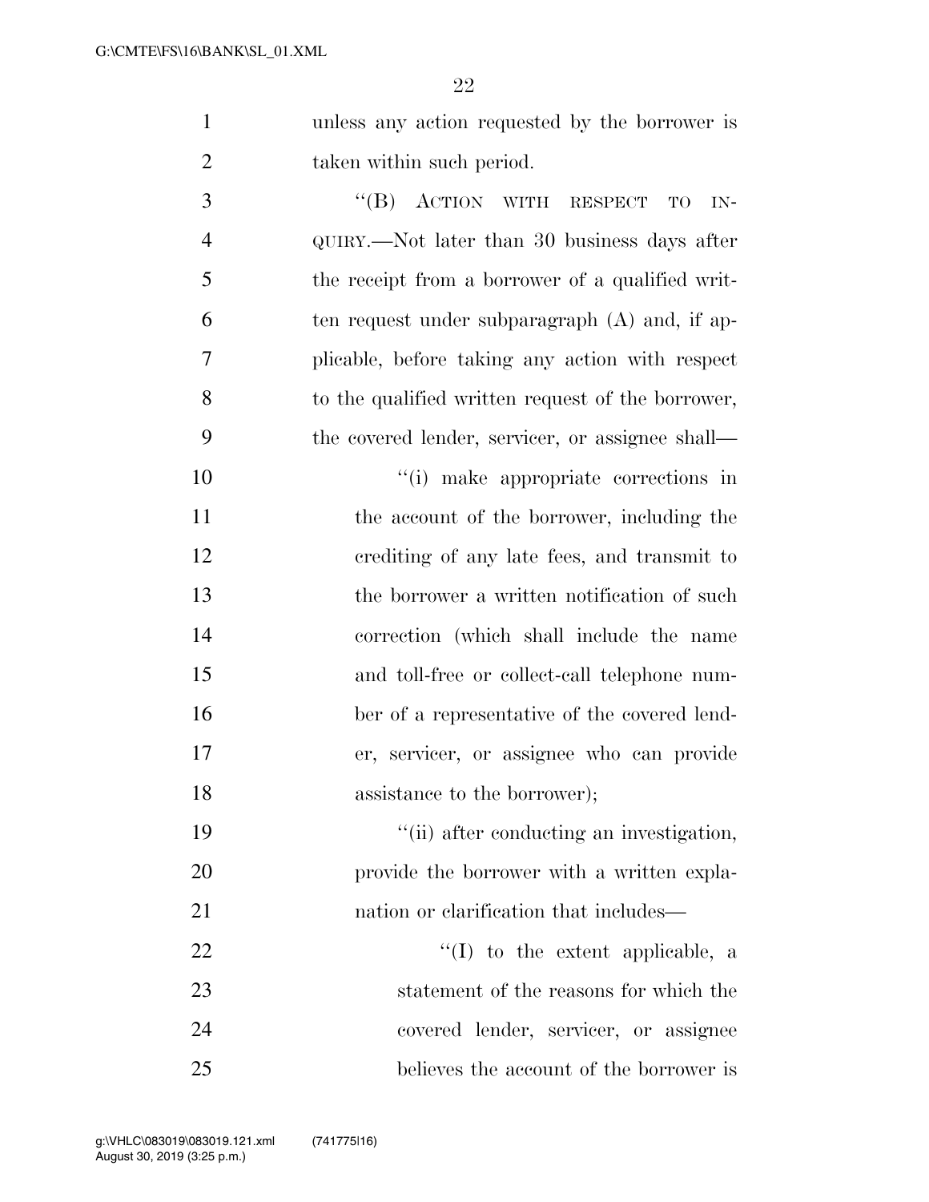unless any action requested by the borrower is taken within such period.

"(B) ACTION WITH RESPECT TO INQUIRY.—Not later than 30 business days after the receipt from a borrower of a qualified written request under subparagraph (A) and, if applicable, before taking any action with respect to the qualified written request of the borrower, the covered lender, servicer, or assignee shall—

"(i) make appropriate corrections in the account of the borrower, including the crediting of any late fees, and transmit to the borrower a written notification of such correction (which shall include the name and toll-free or collect-call telephone number of a representative of the covered lender, servicer, or assignee who can provide assistance to the borrower);

"(ii) after conducting an investigation, provide the borrower with a written explanation or clarification that includes—

"(I) to the extent applicable, a statement of the reasons for which the covered lender, servicer, or assignee believes the account of the borrower is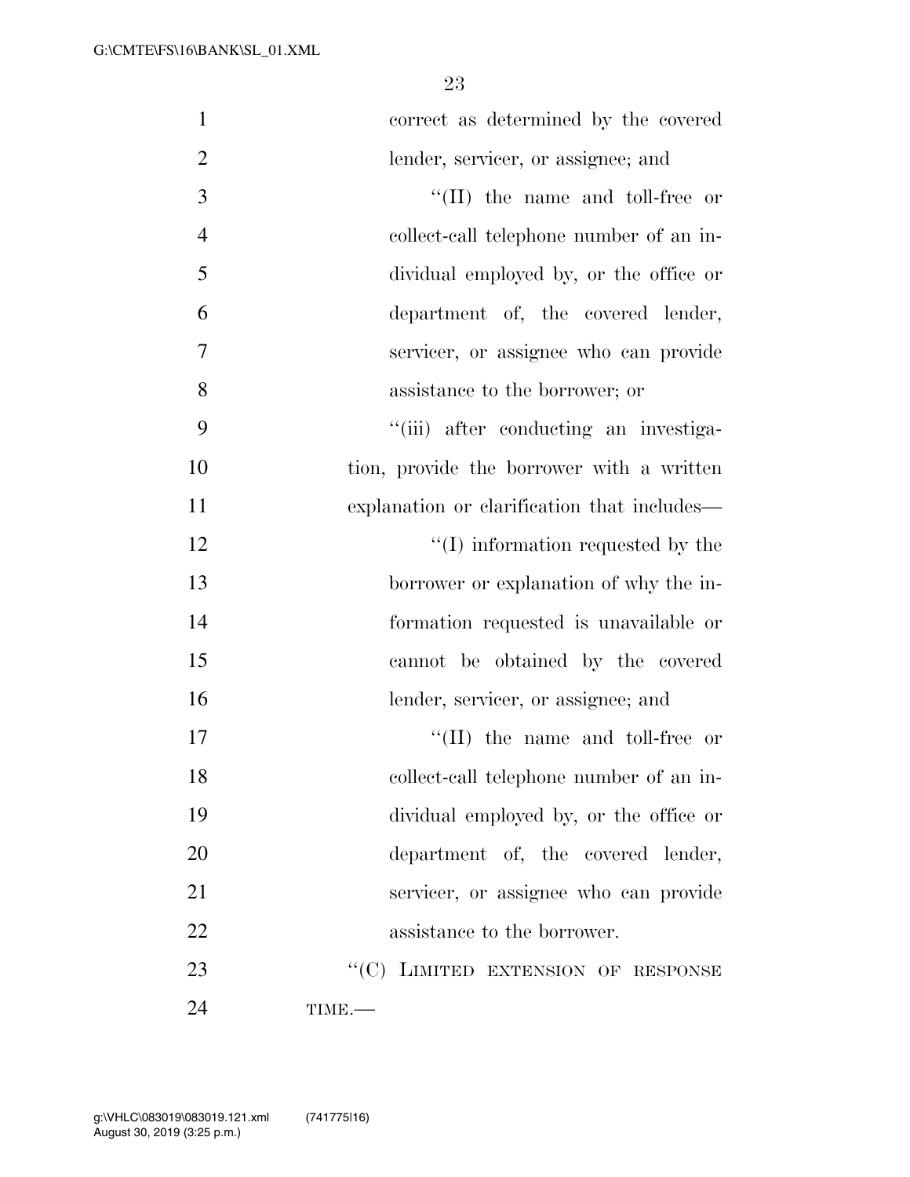correct as determined by the covered lender, servicer, or assignee; and

''(II) the name and toll-free or collect-call telephone number of an individual employed by, or the office or department of, the covered lender, servicer, or assignee who can provide assistance to the borrower; or

''(iii) after conducting an investigation, provide the borrower with a written explanation or clarification that includes—

''(I) information requested by the borrower or explanation of why the information requested is unavailable or cannot be obtained by the covered lender, servicer, or assignee; and

''(II) the name and toll-free or collect-call telephone number of an individual employed by, or the office or department of, the covered lender, servicer, or assignee who can provide assistance to the borrower.

''(C) LIMITED EXTENSION OF RESPONSE TIME.—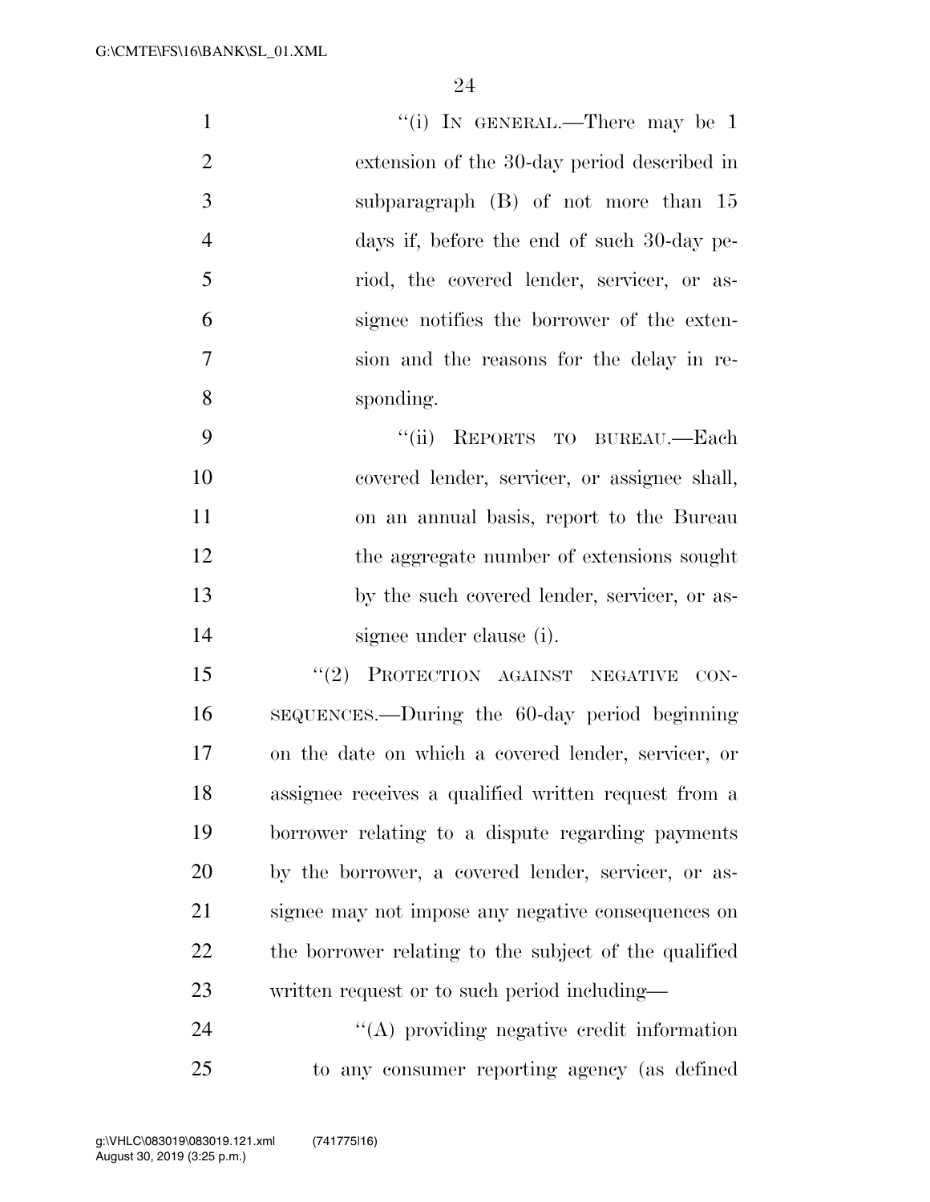"(i) In general.—There may be 1 extension of the 30-day period described in subparagraph (B) of not more than 15 days if, before the end of such 30-day period, the covered lender, servicer, or assignee notifies the borrower of the extension and the reasons for the delay in responding.

"(ii) Reports to bureau.—Each covered lender, servicer, or assignee shall, on an annual basis, report to the Bureau the aggregate number of extensions sought by the such covered lender, servicer, or assignee under clause (i).

"(2) Protection against negative consequences.—During the 60-day period beginning on the date on which a covered lender, servicer, or assignee receives a qualified written request from a borrower relating to a dispute regarding payments by the borrower, a covered lender, servicer, or assignee may not impose any negative consequences on the borrower relating to the subject of the qualified written request or to such period including—

"(A) providing negative credit information to any consumer reporting agency (as defined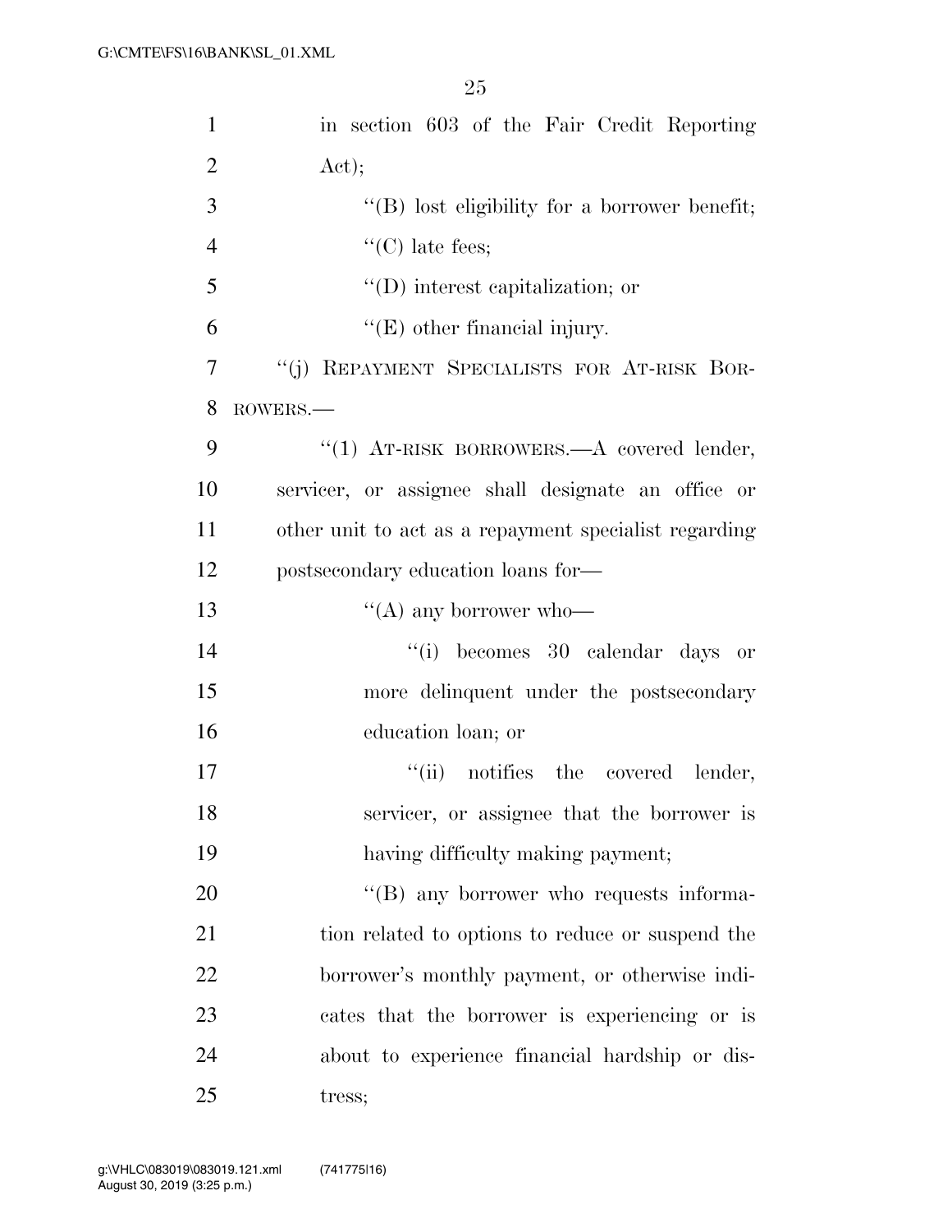in section 603 of the Fair Credit Reporting Act);

''(B) lost eligibility for a borrower benefit;

''(C) late fees;

''(D) interest capitalization; or

''(E) other financial injury.

''(j) REPAYMENT SPECIALISTS FOR AT-RISK BORROWERS.—

''(1) AT-RISK BORROWERS.—A covered lender, servicer, or assignee shall designate an office or other unit to act as a repayment specialist regarding postsecondary education loans for—

''(A) any borrower who—

''(i) becomes 30 calendar days or more delinquent under the postsecondary education loan; or

''(ii) notifies the covered lender, servicer, or assignee that the borrower is having difficulty making payment;

''(B) any borrower who requests information related to options to reduce or suspend the borrower's monthly payment, or otherwise indicates that the borrower is experiencing or is about to experience financial hardship or distress;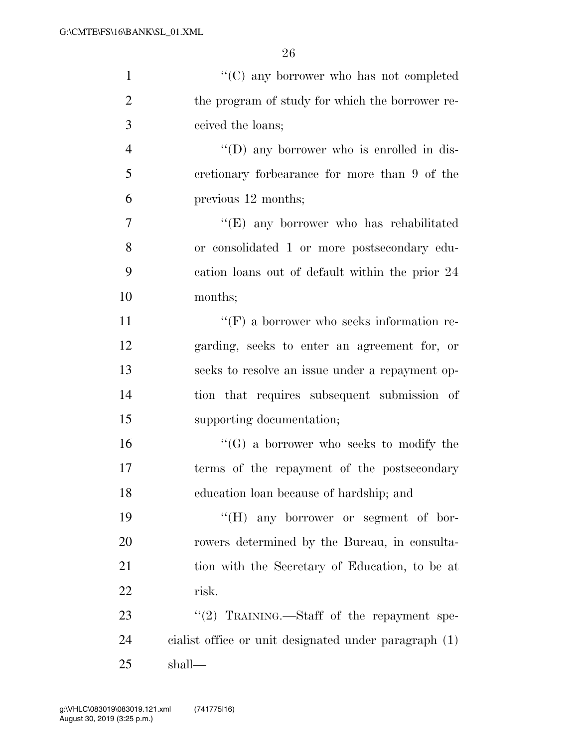''(C) any borrower who has not completed the program of study for which the borrower received the loans;

''(D) any borrower who is enrolled in discretionary forbearance for more than 9 of the previous 12 months;

''(E) any borrower who has rehabilitated or consolidated 1 or more postsecondary education loans out of default within the prior 24 months;

''(F) a borrower who seeks information regarding, seeks to enter an agreement for, or seeks to resolve an issue under a repayment option that requires subsequent submission of supporting documentation;

''(G) a borrower who seeks to modify the terms of the repayment of the postsecondary education loan because of hardship; and

''(H) any borrower or segment of borrowers determined by the Bureau, in consultation with the Secretary of Education, to be at risk.

''(2) TRAINING.—Staff of the repayment specialist office or unit designated under paragraph (1) shall—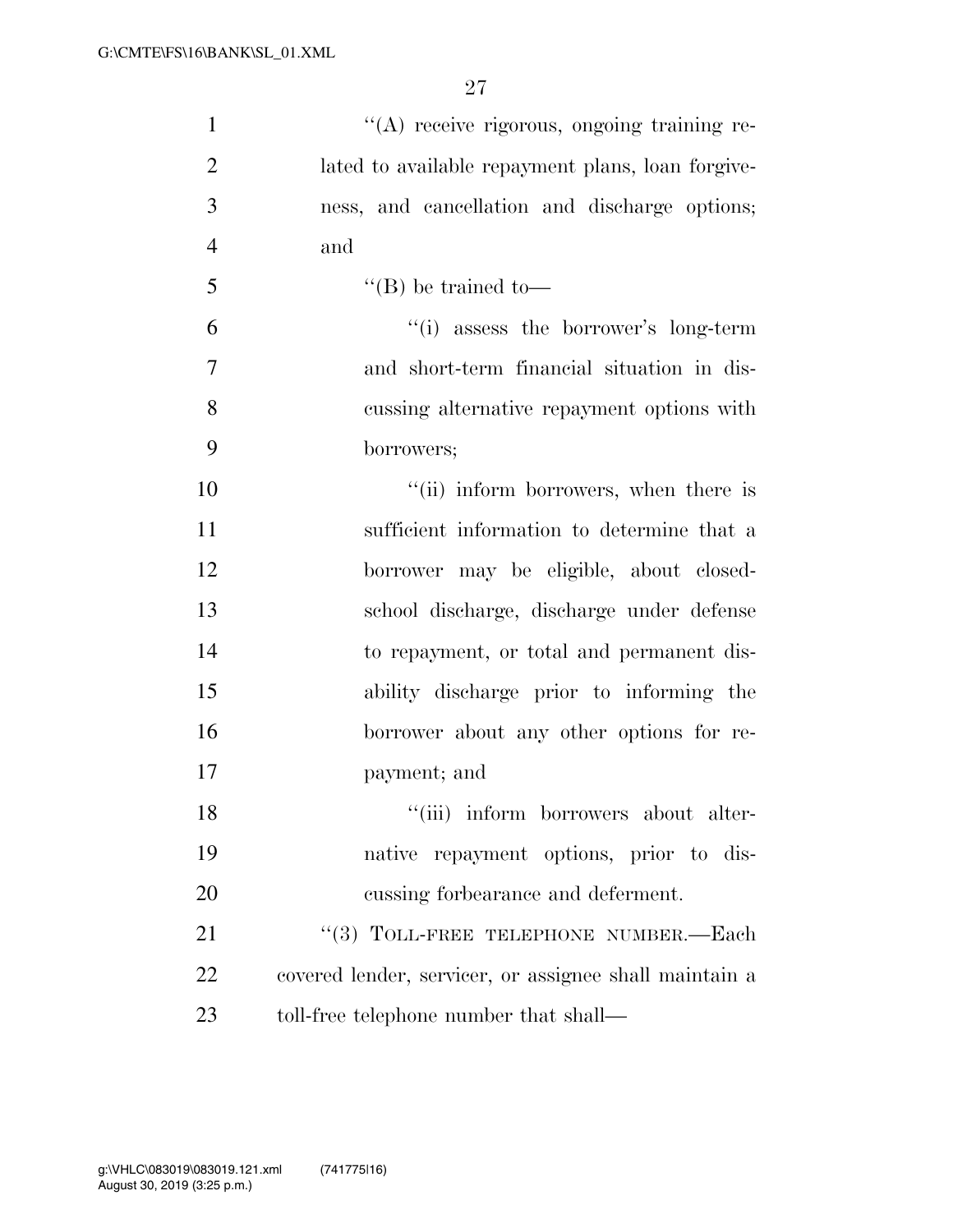''(A) receive rigorous, ongoing training related to available repayment plans, loan forgiveness, and cancellation and discharge options; and

''(B) be trained to—

''(i) assess the borrower's long-term and short-term financial situation in discussing alternative repayment options with borrowers;

''(ii) inform borrowers, when there is sufficient information to determine that a borrower may be eligible, about closed-school discharge, discharge under defense to repayment, or total and permanent disability discharge prior to informing the borrower about any other options for repayment; and

''(iii) inform borrowers about alternative repayment options, prior to discussing forbearance and deferment.

''(3) TOLL-FREE TELEPHONE NUMBER.—Each covered lender, servicer, or assignee shall maintain a toll-free telephone number that shall—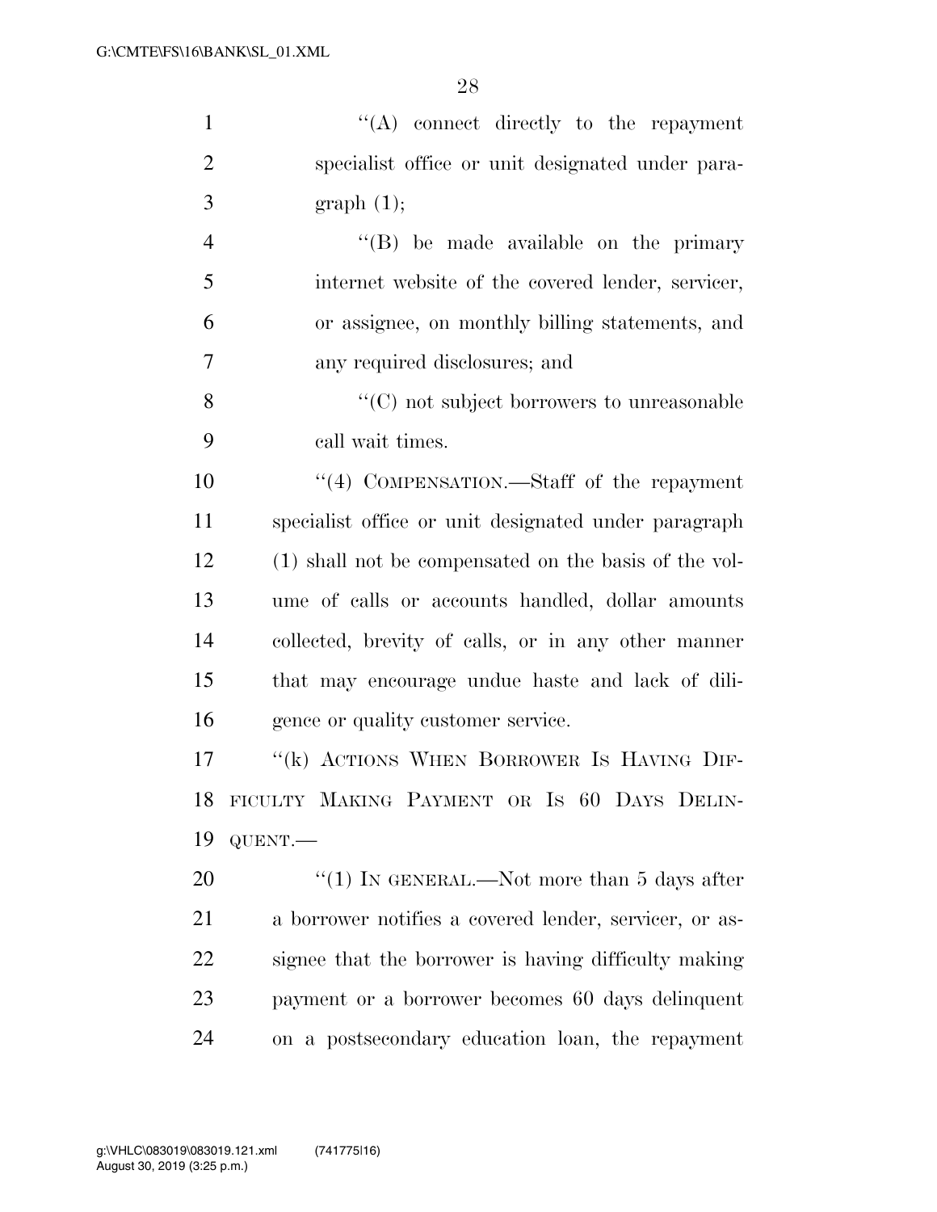''(A) connect directly to the repayment specialist office or unit designated under paragraph (1);

''(B) be made available on the primary internet website of the covered lender, servicer, or assignee, on monthly billing statements, and any required disclosures; and

''(C) not subject borrowers to unreasonable call wait times.

''(4) COMPENSATION.—Staff of the repayment specialist office or unit designated under paragraph (1) shall not be compensated on the basis of the volume of calls or accounts handled, dollar amounts collected, brevity of calls, or in any other manner that may encourage undue haste and lack of diligence or quality customer service.

''(k) ACTIONS WHEN BORROWER IS HAVING DIFFICULTY MAKING PAYMENT OR IS 60 DAYS DELINQUENT.—

''(1) IN GENERAL.—Not more than 5 days after a borrower notifies a covered lender, servicer, or assignee that the borrower is having difficulty making payment or a borrower becomes 60 days delinquent on a postsecondary education loan, the repayment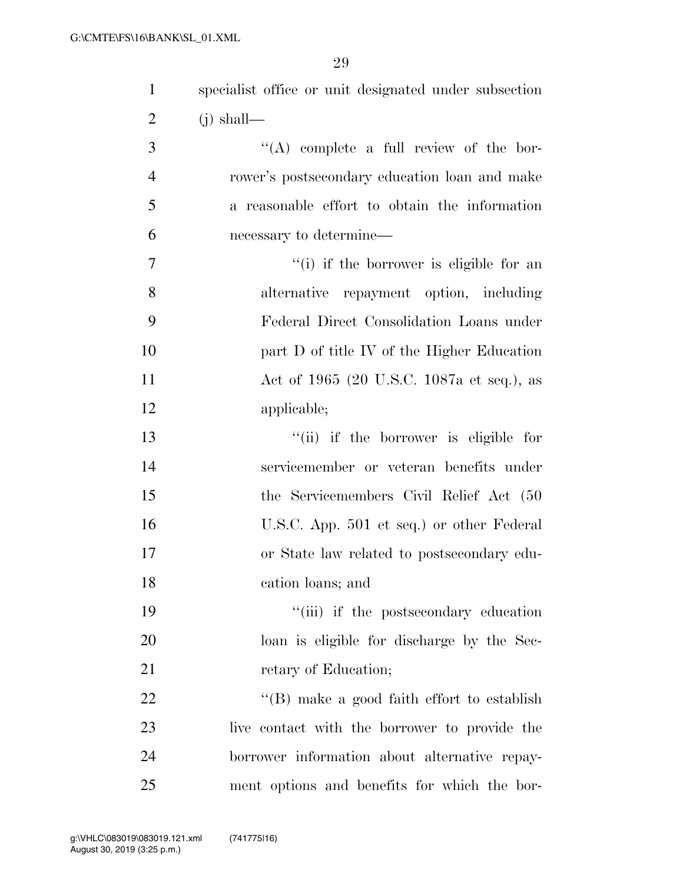specialist office or unit designated under subsection (j) shall—

"(A) complete a full review of the borrower's postsecondary education loan and make a reasonable effort to obtain the information necessary to determine—

"(i) if the borrower is eligible for an alternative repayment option, including Federal Direct Consolidation Loans under part D of title IV of the Higher Education Act of 1965 (20 U.S.C. 1087a et seq.), as applicable;

"(ii) if the borrower is eligible for servicemember or veteran benefits under the Servicemembers Civil Relief Act (50 U.S.C. App. 501 et seq.) or other Federal or State law related to postsecondary education loans; and

"(iii) if the postsecondary education loan is eligible for discharge by the Secretary of Education;

"(B) make a good faith effort to establish live contact with the borrower to provide the borrower information about alternative repayment options and benefits for which the bor-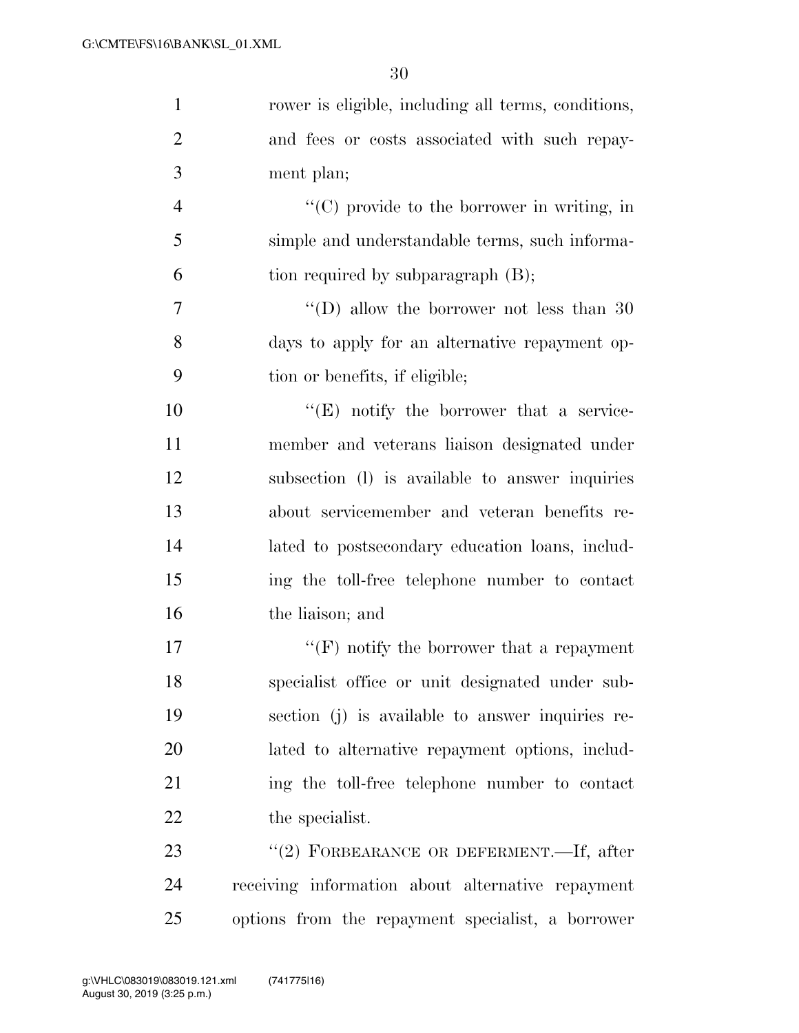rower is eligible, including all terms, conditions, and fees or costs associated with such repayment plan;

"(C) provide to the borrower in writing, in simple and understandable terms, such information required by subparagraph (B);

"(D) allow the borrower not less than 30 days to apply for an alternative repayment option or benefits, if eligible;

"(E) notify the borrower that a servicemember and veterans liaison designated under subsection (l) is available to answer inquiries about servicemember and veteran benefits related to postsecondary education loans, including the toll-free telephone number to contact the liaison; and

"(F) notify the borrower that a repayment specialist office or unit designated under subsection (j) is available to answer inquiries related to alternative repayment options, including the toll-free telephone number to contact the specialist.

"(2) FORBEARANCE OR DEFERMENT.—If, after receiving information about alternative repayment options from the repayment specialist, a borrower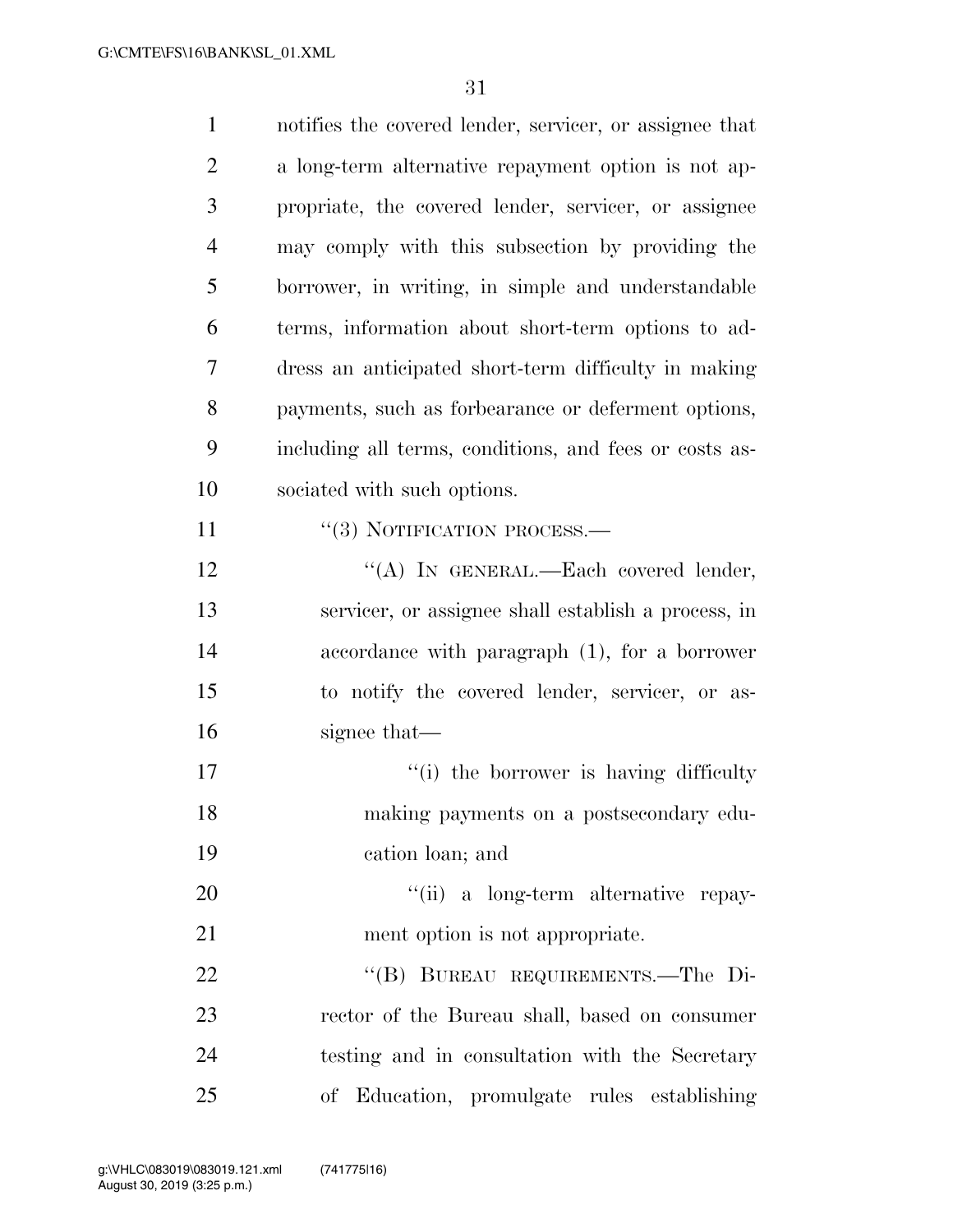notifies the covered lender, servicer, or assignee that a long-term alternative repayment option is not appropriate, the covered lender, servicer, or assignee may comply with this subsection by providing the borrower, in writing, in simple and understandable terms, information about short-term options to address an anticipated short-term difficulty in making payments, such as forbearance or deferment options, including all terms, conditions, and fees or costs associated with such options.

"(3) NOTIFICATION PROCESS.—

"(A) IN GENERAL.—Each covered lender, servicer, or assignee shall establish a process, in accordance with paragraph (1), for a borrower to notify the covered lender, servicer, or assignee that—

"(i) the borrower is having difficulty making payments on a postsecondary education loan; and

"(ii) a long-term alternative repayment option is not appropriate.

"(B) BUREAU REQUIREMENTS.—The Director of the Bureau shall, based on consumer testing and in consultation with the Secretary of Education, promulgate rules establishing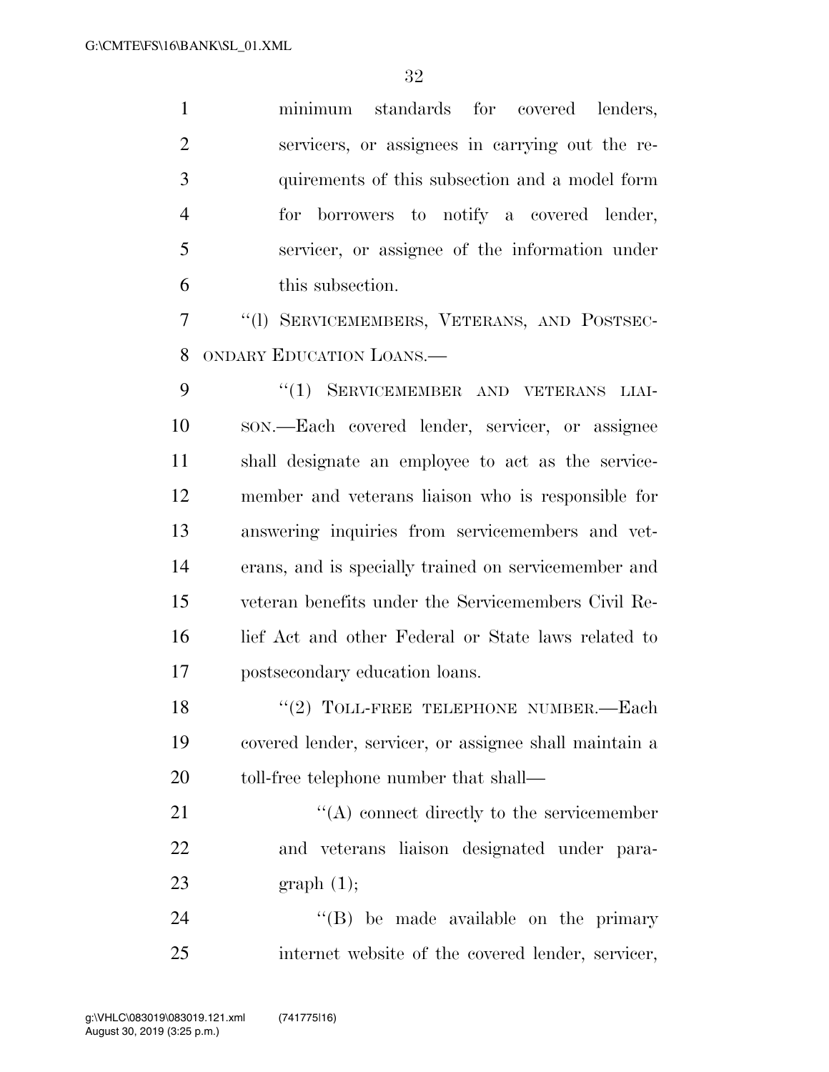minimum standards for covered lenders, servicers, or assignees in carrying out the requirements of this subsection and a model form for borrowers to notify a covered lender, servicer, or assignee of the information under this subsection.

"(l) SERVICEMEMBERS, VETERANS, AND POSTSECONDARY EDUCATION LOANS.—

"(1) SERVICEMEMBER AND VETERANS LIAISON.—Each covered lender, servicer, or assignee shall designate an employee to act as the servicemember and veterans liaison who is responsible for answering inquiries from servicemembers and veterans, and is specially trained on servicemember and veteran benefits under the Servicemembers Civil Relief Act and other Federal or State laws related to postsecondary education loans.

"(2) TOLL-FREE TELEPHONE NUMBER.—Each covered lender, servicer, or assignee shall maintain a toll-free telephone number that shall—

"(A) connect directly to the servicemember and veterans liaison designated under paragraph (1);

"(B) be made available on the primary internet website of the covered lender, servicer,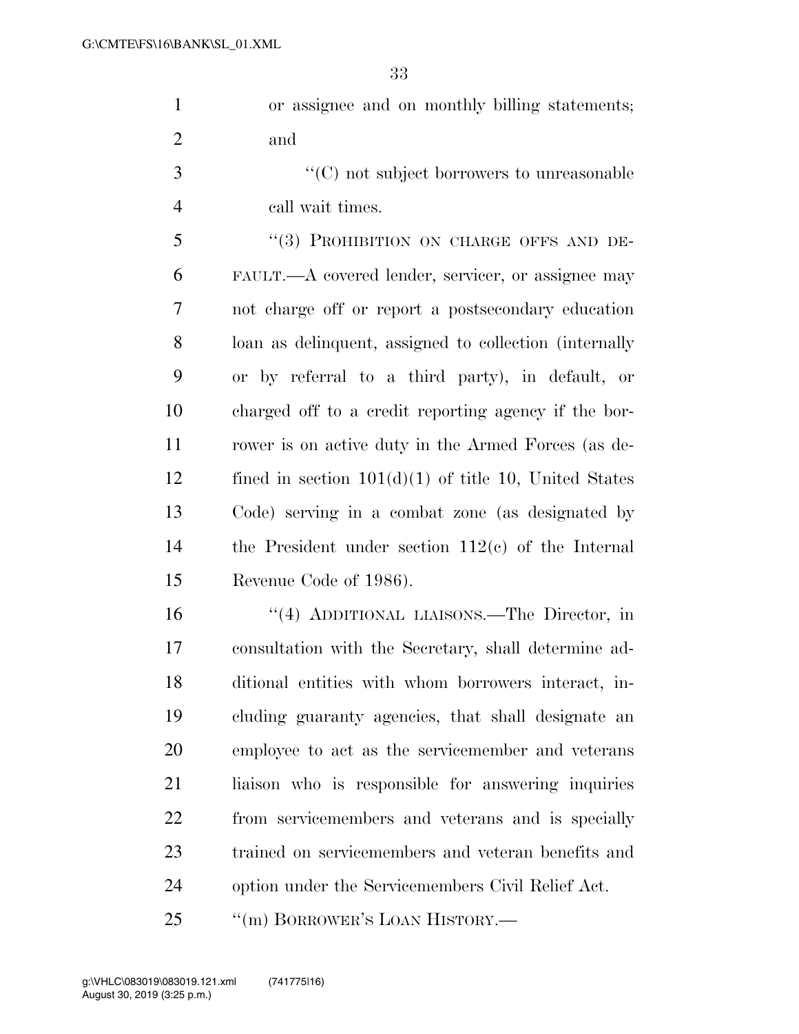or assignee and on monthly billing statements; and

"(C) not subject borrowers to unreasonable call wait times.

"(3) PROHIBITION ON CHARGE OFFS AND DEFAULT.—A covered lender, servicer, or assignee may not charge off or report a postsecondary education loan as delinquent, assigned to collection (internally or by referral to a third party), in default, or charged off to a credit reporting agency if the borrower is on active duty in the Armed Forces (as defined in section 101(d)(1) of title 10, United States Code) serving in a combat zone (as designated by the President under section 112(c) of the Internal Revenue Code of 1986).

"(4) ADDITIONAL LIAISONS.—The Director, in consultation with the Secretary, shall determine additional entities with whom borrowers interact, including guaranty agencies, that shall designate an employee to act as the servicemember and veterans liaison who is responsible for answering inquiries from servicemembers and veterans and is specially trained on servicemembers and veteran benefits and option under the Servicemembers Civil Relief Act.

"(m) BORROWER'S LOAN HISTORY.—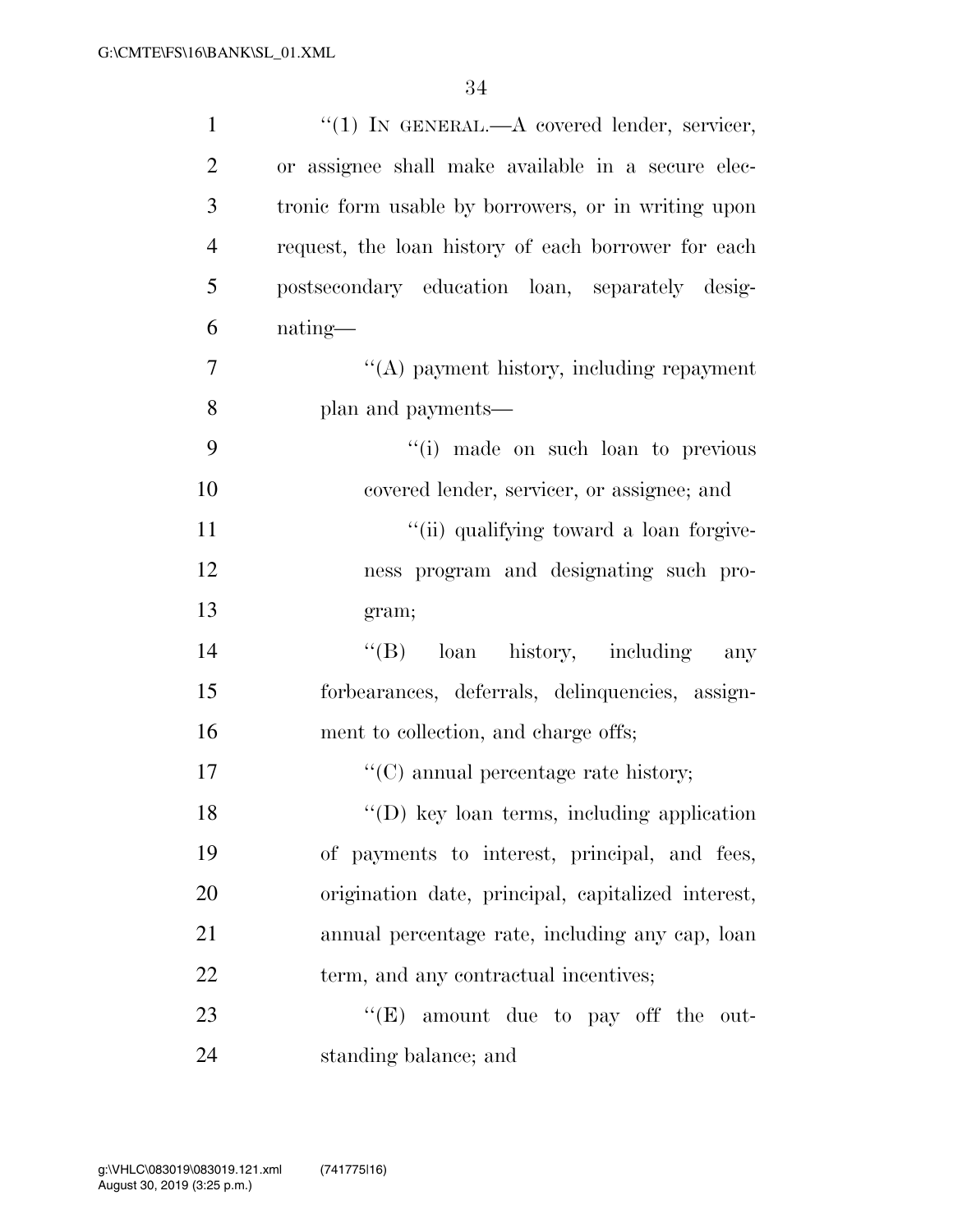"(1) IN GENERAL.—A covered lender, servicer, or assignee shall make available in a secure electronic form usable by borrowers, or in writing upon request, the loan history of each borrower for each postsecondary education loan, separately designating—

"(A) payment history, including repayment plan and payments—

"(i) made on such loan to previous covered lender, servicer, or assignee; and

"(ii) qualifying toward a loan forgiveness program and designating such program;

"(B) loan history, including any forbearances, deferrals, delinquencies, assignment to collection, and charge offs;

"(C) annual percentage rate history;

"(D) key loan terms, including application of payments to interest, principal, and fees, origination date, principal, capitalized interest, annual percentage rate, including any cap, loan term, and any contractual incentives;

"(E) amount due to pay off the outstanding balance; and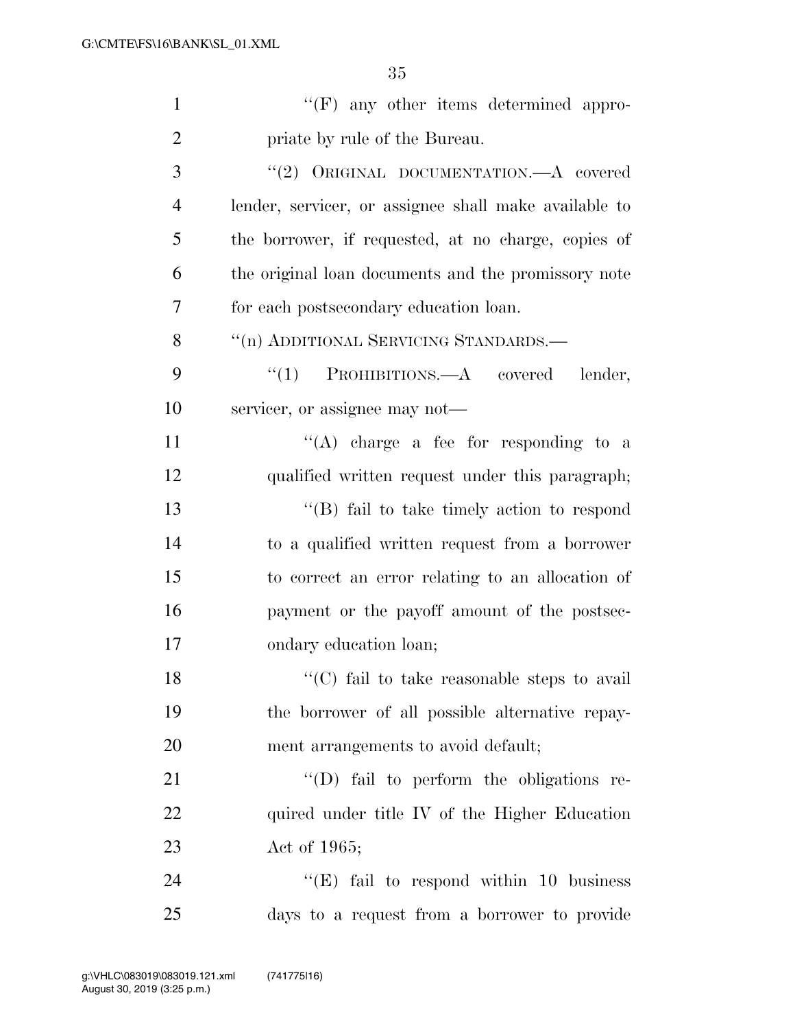''(F) any other items determined appropriate by rule of the Bureau.

''(2) ORIGINAL DOCUMENTATION.—A covered lender, servicer, or assignee shall make available to the borrower, if requested, at no charge, copies of the original loan documents and the promissory note for each postsecondary education loan.

''(n) ADDITIONAL SERVICING STANDARDS.—

''(1) PROHIBITIONS.—A covered lender, servicer, or assignee may not—

''(A) charge a fee for responding to a qualified written request under this paragraph;

''(B) fail to take timely action to respond to a qualified written request from a borrower to correct an error relating to an allocation of payment or the payoff amount of the postsecondary education loan;

''(C) fail to take reasonable steps to avail the borrower of all possible alternative repayment arrangements to avoid default;

''(D) fail to perform the obligations required under title IV of the Higher Education Act of 1965;

''(E) fail to respond within 10 business days to a request from a borrower to provide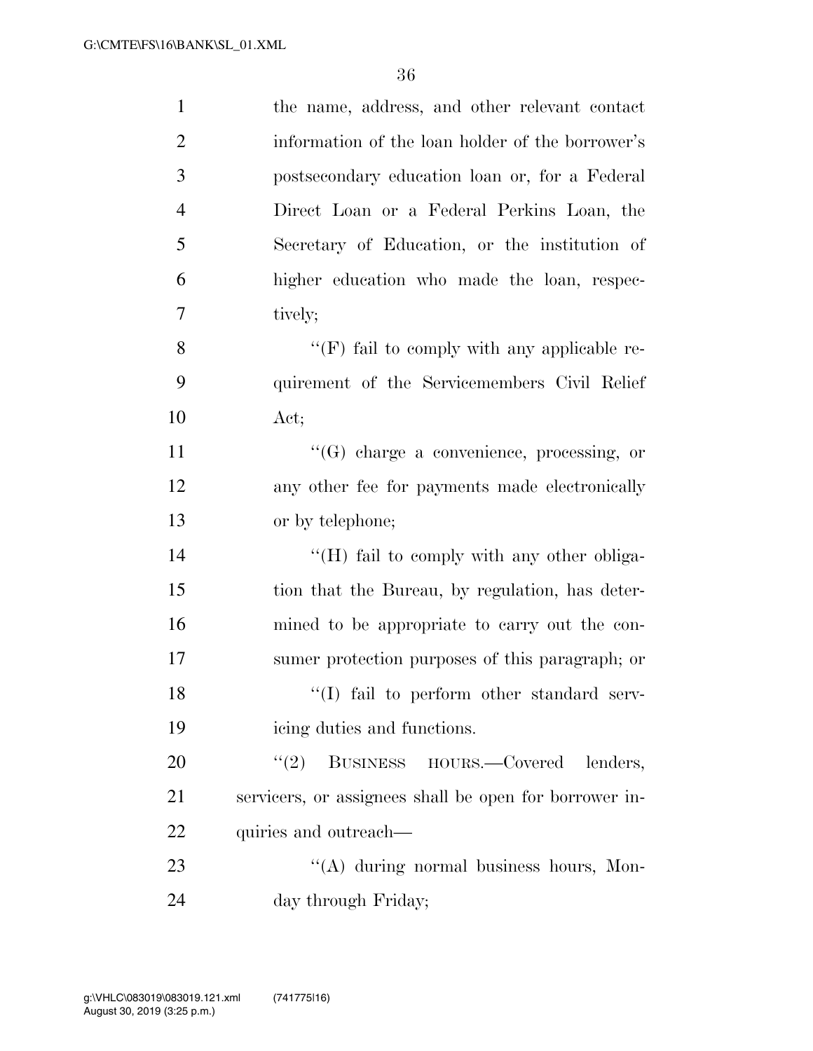the name, address, and other relevant contact information of the loan holder of the borrower's postsecondary education loan or, for a Federal Direct Loan or a Federal Perkins Loan, the Secretary of Education, or the institution of higher education who made the loan, respectively;

''(F) fail to comply with any applicable requirement of the Servicemembers Civil Relief Act;

''(G) charge a convenience, processing, or any other fee for payments made electronically or by telephone;

''(H) fail to comply with any other obligation that the Bureau, by regulation, has determined to be appropriate to carry out the consumer protection purposes of this paragraph; or

''(I) fail to perform other standard servicing duties and functions.

''(2) BUSINESS HOURS.—Covered lenders, servicers, or assignees shall be open for borrower inquiries and outreach—

''(A) during normal business hours, Monday through Friday;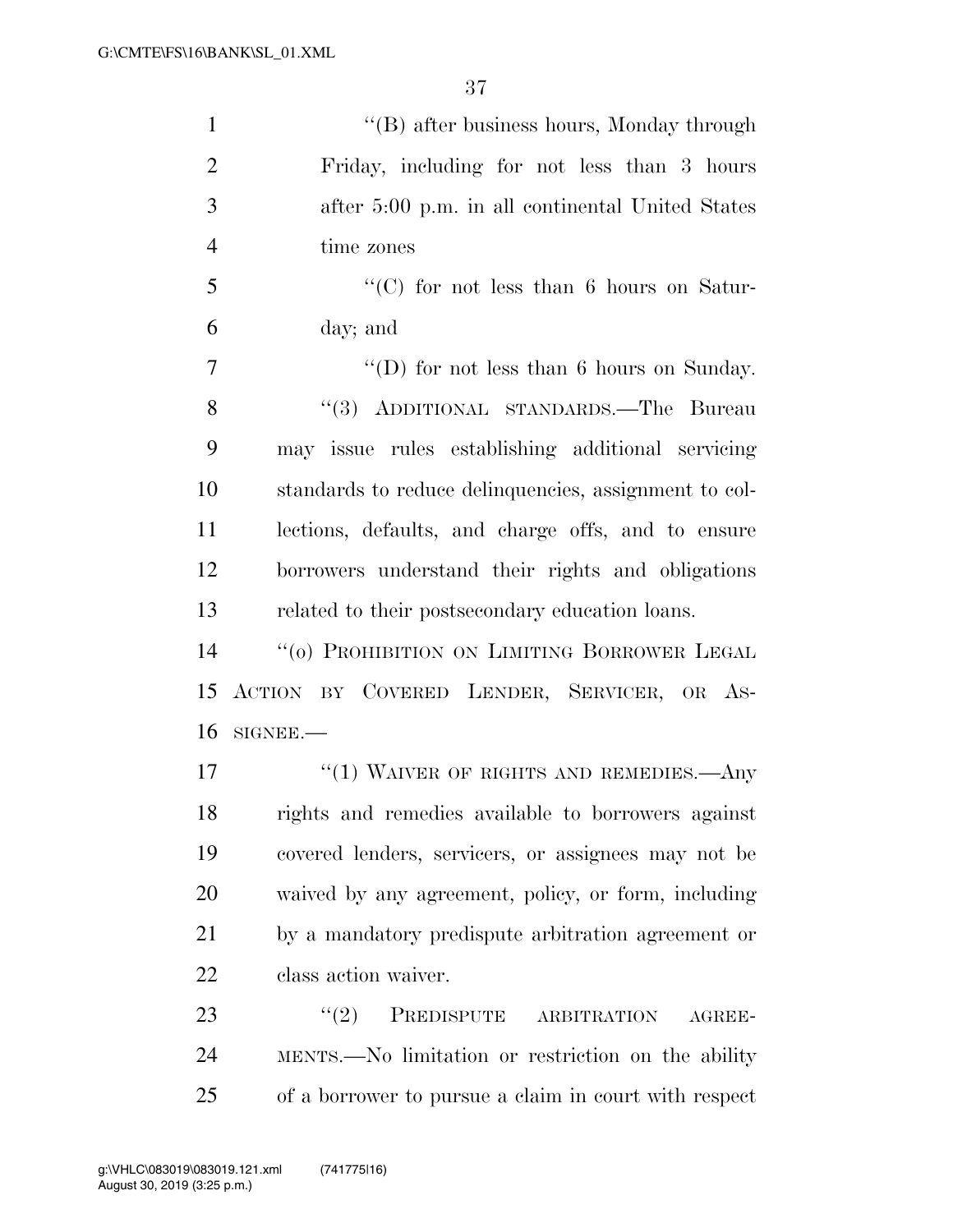"(B) after business hours, Monday through Friday, including for not less than 3 hours after 5:00 p.m. in all continental United States time zones

"(C) for not less than 6 hours on Saturday; and

"(D) for not less than 6 hours on Sunday.

"(3) ADDITIONAL STANDARDS.—The Bureau may issue rules establishing additional servicing standards to reduce delinquencies, assignment to collections, defaults, and charge offs, and to ensure borrowers understand their rights and obligations related to their postsecondary education loans.

"(o) PROHIBITION ON LIMITING BORROWER LEGAL ACTION BY COVERED LENDER, SERVICER, OR ASSIGNEE.—

"(1) WAIVER OF RIGHTS AND REMEDIES.—Any rights and remedies available to borrowers against covered lenders, servicers, or assignees may not be waived by any agreement, policy, or form, including by a mandatory predispute arbitration agreement or class action waiver.

"(2) PREDISPUTE ARBITRATION AGREEMENTS.—No limitation or restriction on the ability of a borrower to pursue a claim in court with respect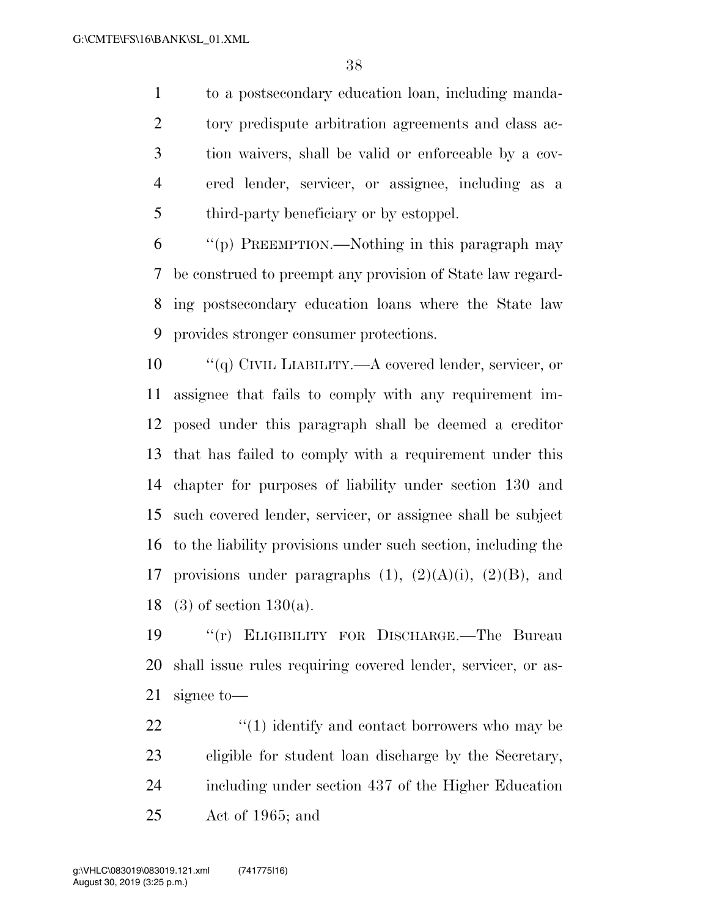to a postsecondary education loan, including mandatory predispute arbitration agreements and class action waivers, shall be valid or enforceable by a covered lender, servicer, or assignee, including as a third-party beneficiary or by estoppel.

"(p) PREEMPTION.—Nothing in this paragraph may be construed to preempt any provision of State law regarding postsecondary education loans where the State law provides stronger consumer protections.

"(q) CIVIL LIABILITY.—A covered lender, servicer, or assignee that fails to comply with any requirement imposed under this paragraph shall be deemed a creditor that has failed to comply with a requirement under this chapter for purposes of liability under section 130 and such covered lender, servicer, or assignee shall be subject to the liability provisions under such section, including the provisions under paragraphs (1), (2)(A)(i), (2)(B), and (3) of section 130(a).

"(r) ELIGIBILITY FOR DISCHARGE.—The Bureau shall issue rules requiring covered lender, servicer, or assignee to—

"(1) identify and contact borrowers who may be eligible for student loan discharge by the Secretary, including under section 437 of the Higher Education Act of 1965; and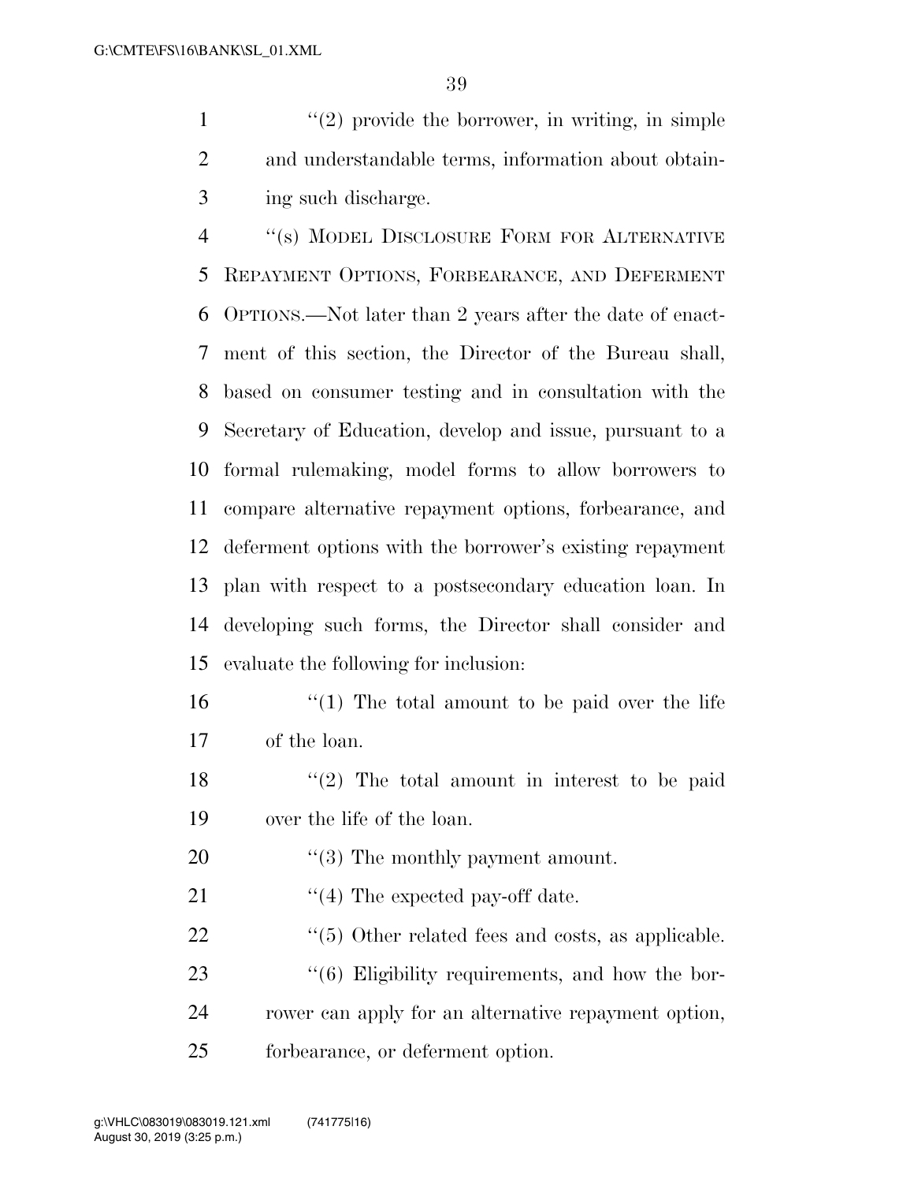''(2) provide the borrower, in writing, in simple and understandable terms, information about obtaining such discharge.

''(s) MODEL DISCLOSURE FORM FOR ALTERNATIVE REPAYMENT OPTIONS, FORBEARANCE, AND DEFERMENT OPTIONS.—Not later than 2 years after the date of enactment of this section, the Director of the Bureau shall, based on consumer testing and in consultation with the Secretary of Education, develop and issue, pursuant to a formal rulemaking, model forms to allow borrowers to compare alternative repayment options, forbearance, and deferment options with the borrower's existing repayment plan with respect to a postsecondary education loan. In developing such forms, the Director shall consider and evaluate the following for inclusion:

''(1) The total amount to be paid over the life of the loan.

''(2) The total amount in interest to be paid over the life of the loan.

''(3) The monthly payment amount.

''(4) The expected pay-off date.

''(5) Other related fees and costs, as applicable.

''(6) Eligibility requirements, and how the borrower can apply for an alternative repayment option, forbearance, or deferment option.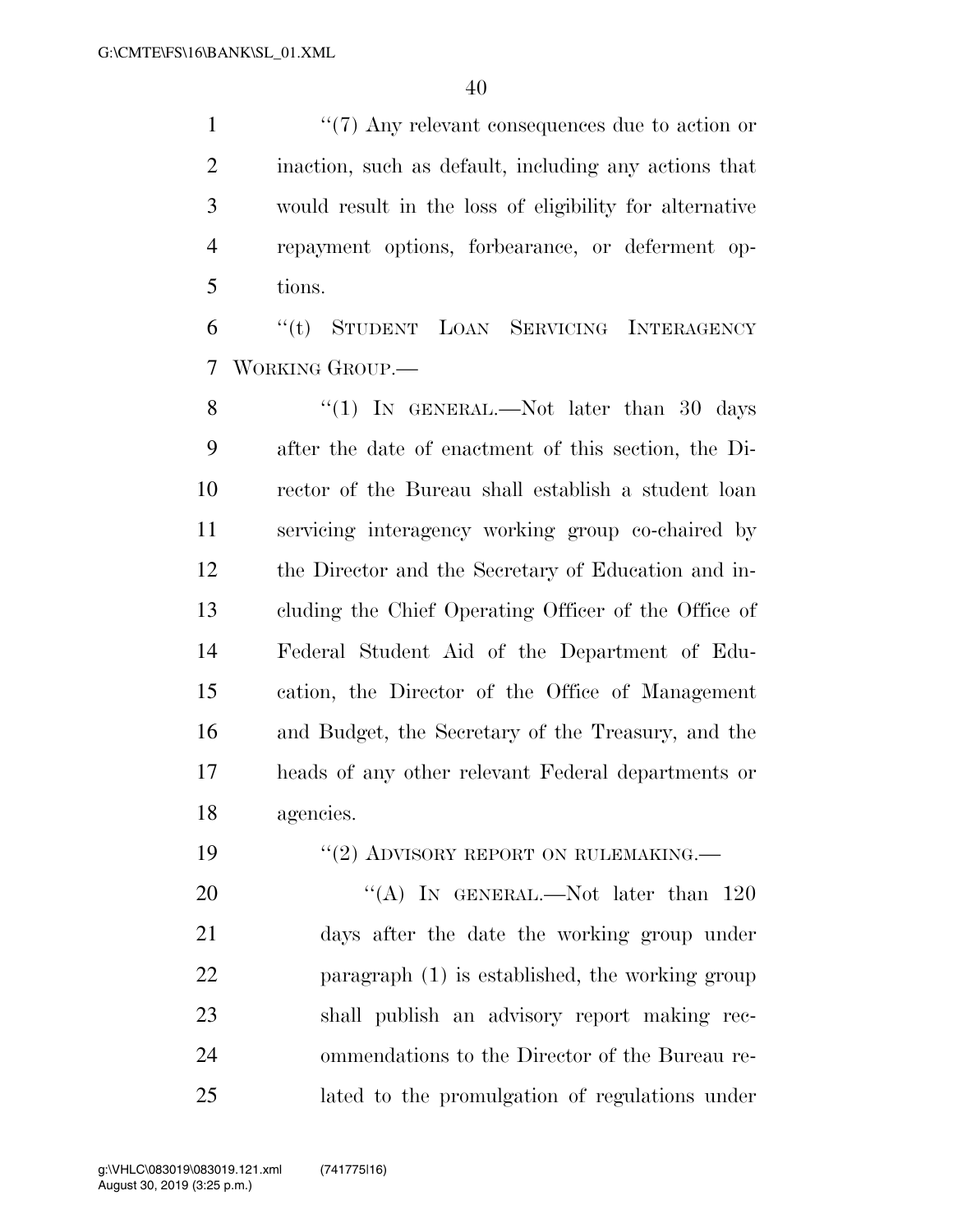''(7) Any relevant consequences due to action or inaction, such as default, including any actions that would result in the loss of eligibility for alternative repayment options, forbearance, or deferment options.

''(t) STUDENT LOAN SERVICING INTERAGENCY WORKING GROUP.—

''(1) IN GENERAL.—Not later than 30 days after the date of enactment of this section, the Director of the Bureau shall establish a student loan servicing interagency working group co-chaired by the Director and the Secretary of Education and including the Chief Operating Officer of the Office of Federal Student Aid of the Department of Education, the Director of the Office of Management and Budget, the Secretary of the Treasury, and the heads of any other relevant Federal departments or agencies.

''(2) ADVISORY REPORT ON RULEMAKING.—

''(A) IN GENERAL.—Not later than 120 days after the date the working group under paragraph (1) is established, the working group shall publish an advisory report making recommendations to the Director of the Bureau related to the promulgation of regulations under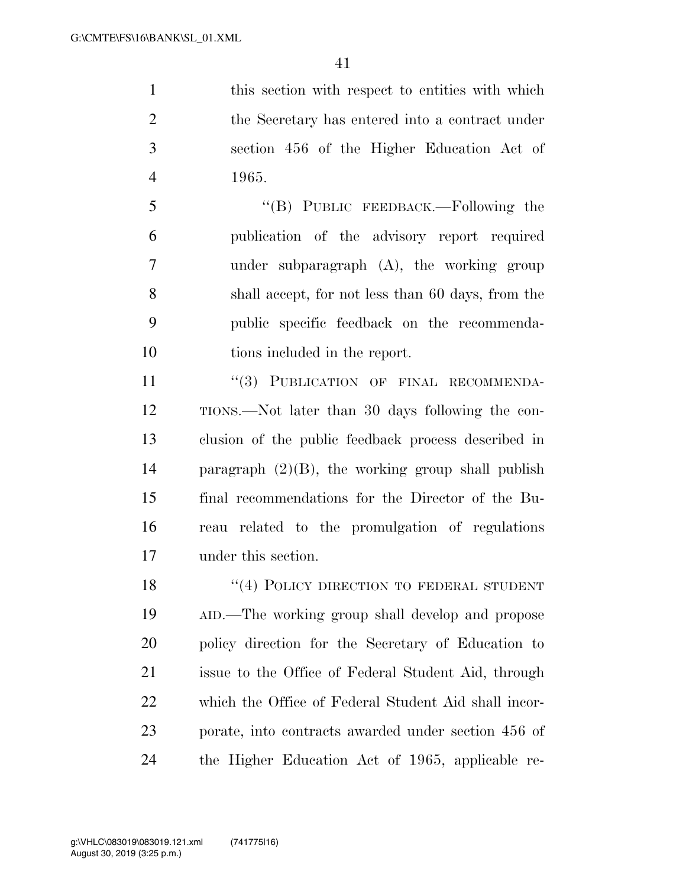this section with respect to entities with which the Secretary has entered into a contract under section 456 of the Higher Education Act of 1965.

"(B) PUBLIC FEEDBACK.—Following the publication of the advisory report required under subparagraph (A), the working group shall accept, for not less than 60 days, from the public specific feedback on the recommendations included in the report.

"(3) PUBLICATION OF FINAL RECOMMENDATIONS.—Not later than 30 days following the conclusion of the public feedback process described in paragraph (2)(B), the working group shall publish final recommendations for the Director of the Bureau related to the promulgation of regulations under this section.

"(4) POLICY DIRECTION TO FEDERAL STUDENT AID.—The working group shall develop and propose policy direction for the Secretary of Education to issue to the Office of Federal Student Aid, through which the Office of Federal Student Aid shall incorporate, into contracts awarded under section 456 of the Higher Education Act of 1965, applicable re-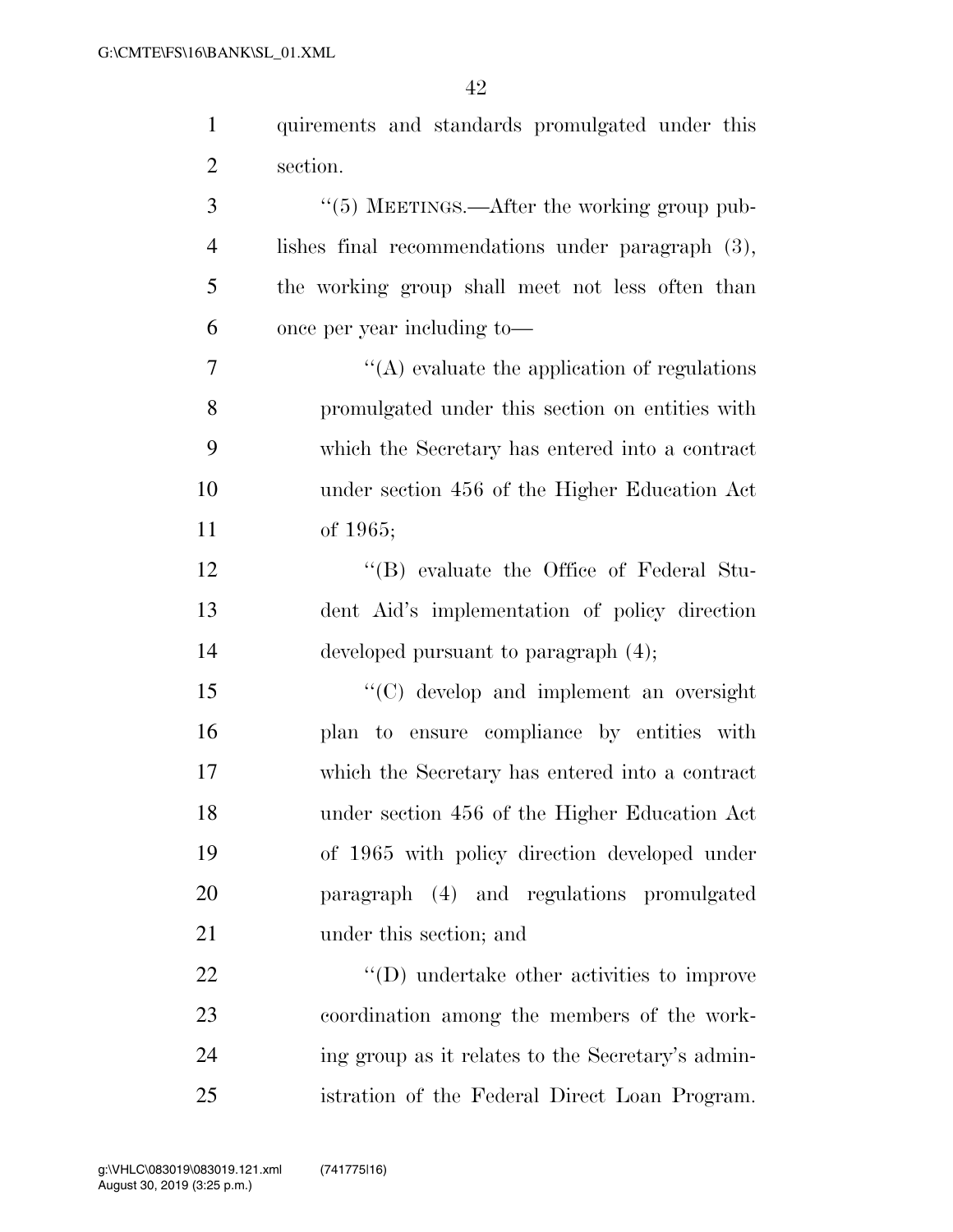quirements and standards promulgated under this section.

''(5) MEETINGS.—After the working group publishes final recommendations under paragraph (3), the working group shall meet not less often than once per year including to—

''(A) evaluate the application of regulations promulgated under this section on entities with which the Secretary has entered into a contract under section 456 of the Higher Education Act of 1965;

''(B) evaluate the Office of Federal Student Aid's implementation of policy direction developed pursuant to paragraph (4);

''(C) develop and implement an oversight plan to ensure compliance by entities with which the Secretary has entered into a contract under section 456 of the Higher Education Act of 1965 with policy direction developed under paragraph (4) and regulations promulgated under this section; and

''(D) undertake other activities to improve coordination among the members of the working group as it relates to the Secretary's administration of the Federal Direct Loan Program.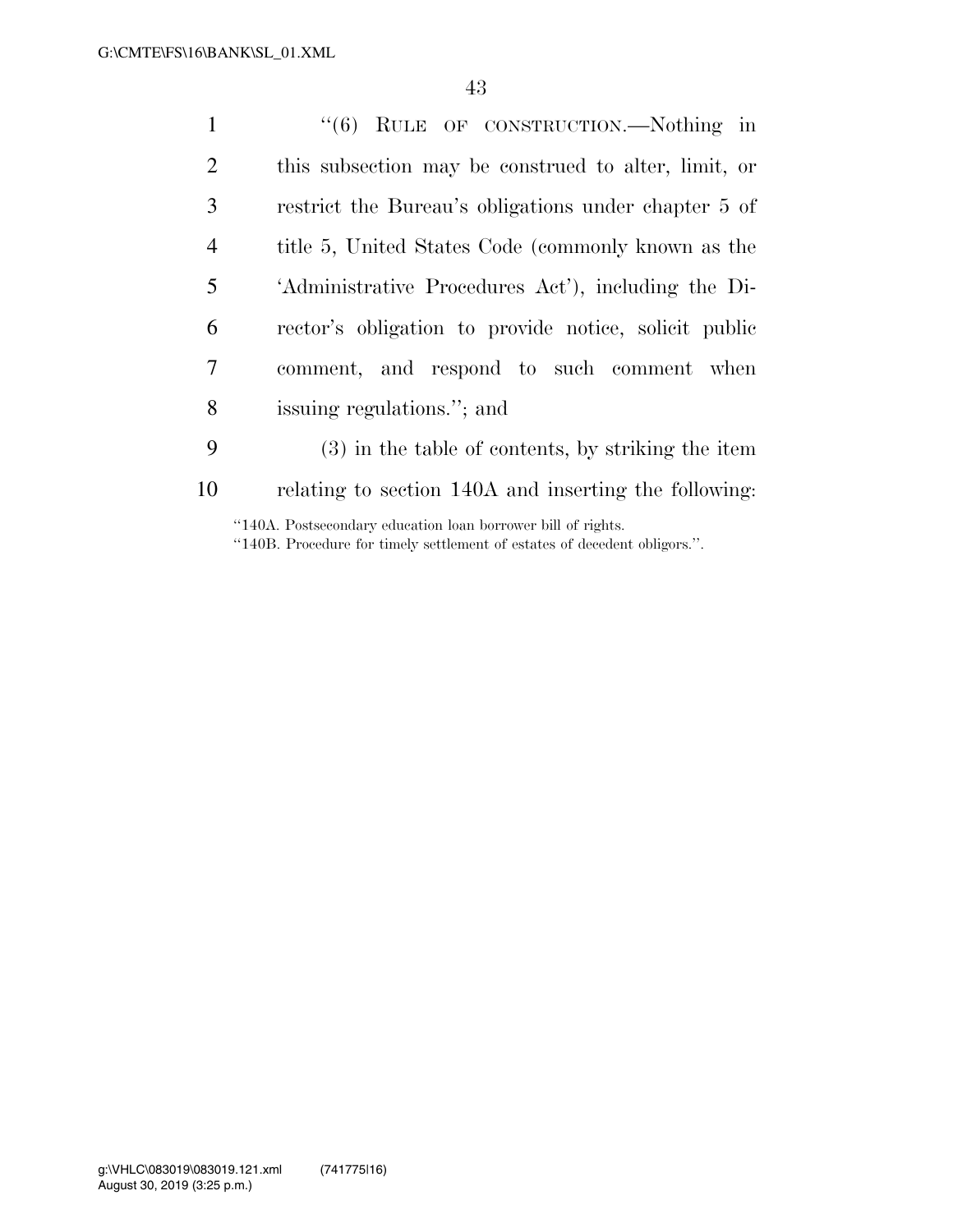"(6) RULE OF CONSTRUCTION.—Nothing in this subsection may be construed to alter, limit, or restrict the Bureau's obligations under chapter 5 of title 5, United States Code (commonly known as the 'Administrative Procedures Act'), including the Director's obligation to provide notice, solicit public comment, and respond to such comment when issuing regulations."; and

(3) in the table of contents, by striking the item relating to section 140A and inserting the following:

"140A. Postsecondary education loan borrower bill of rights.

"140B. Procedure for timely settlement of estates of decedent obligors.".